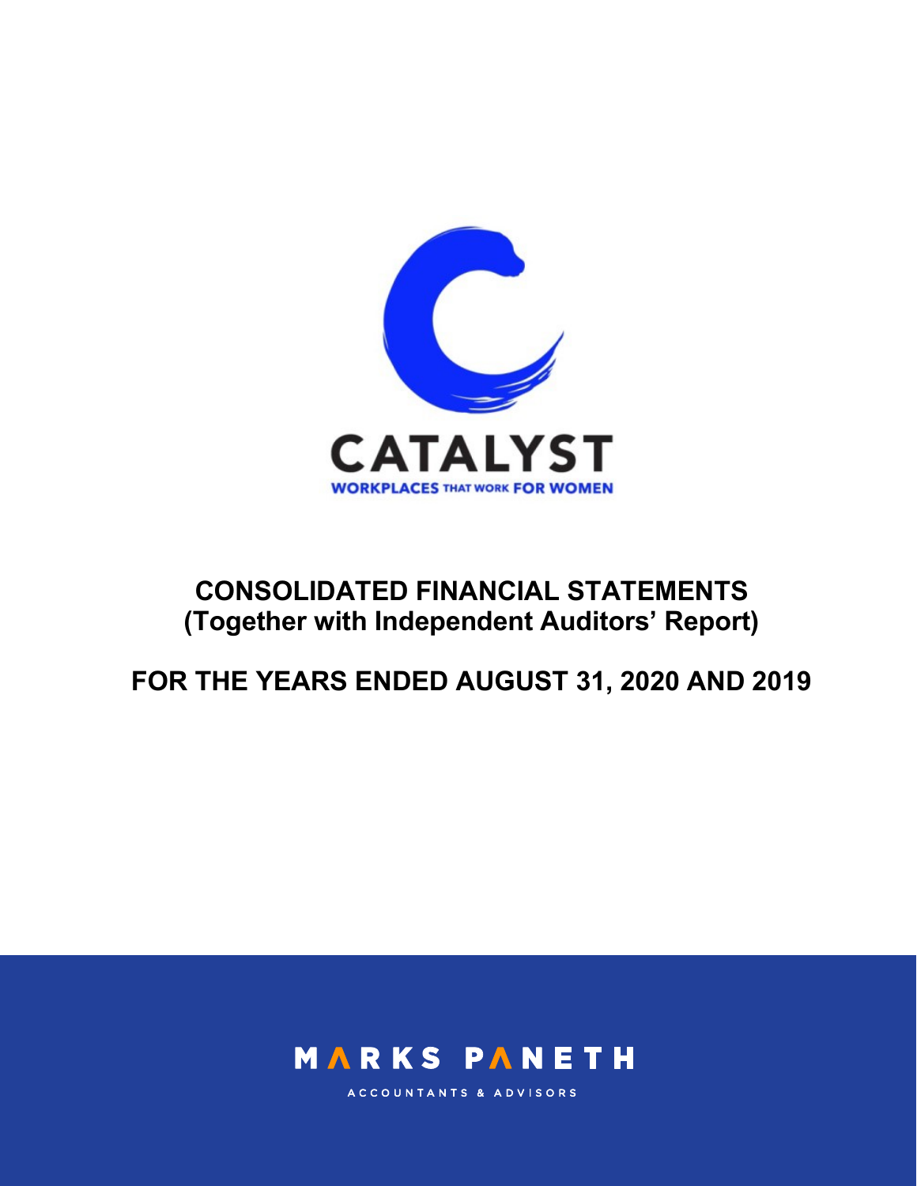CATALYST

WORKPLACES THAT WORK FOR WOMEN

# CONSOLIDATED FINANCIAL STATEMENTS
## (Together with Independent Auditors' Report)

## FOR THE YEARS ENDED AUGUST 31, 2020 AND 2019

MARKS PANETH

ACCOUNTANTS & ADVISORS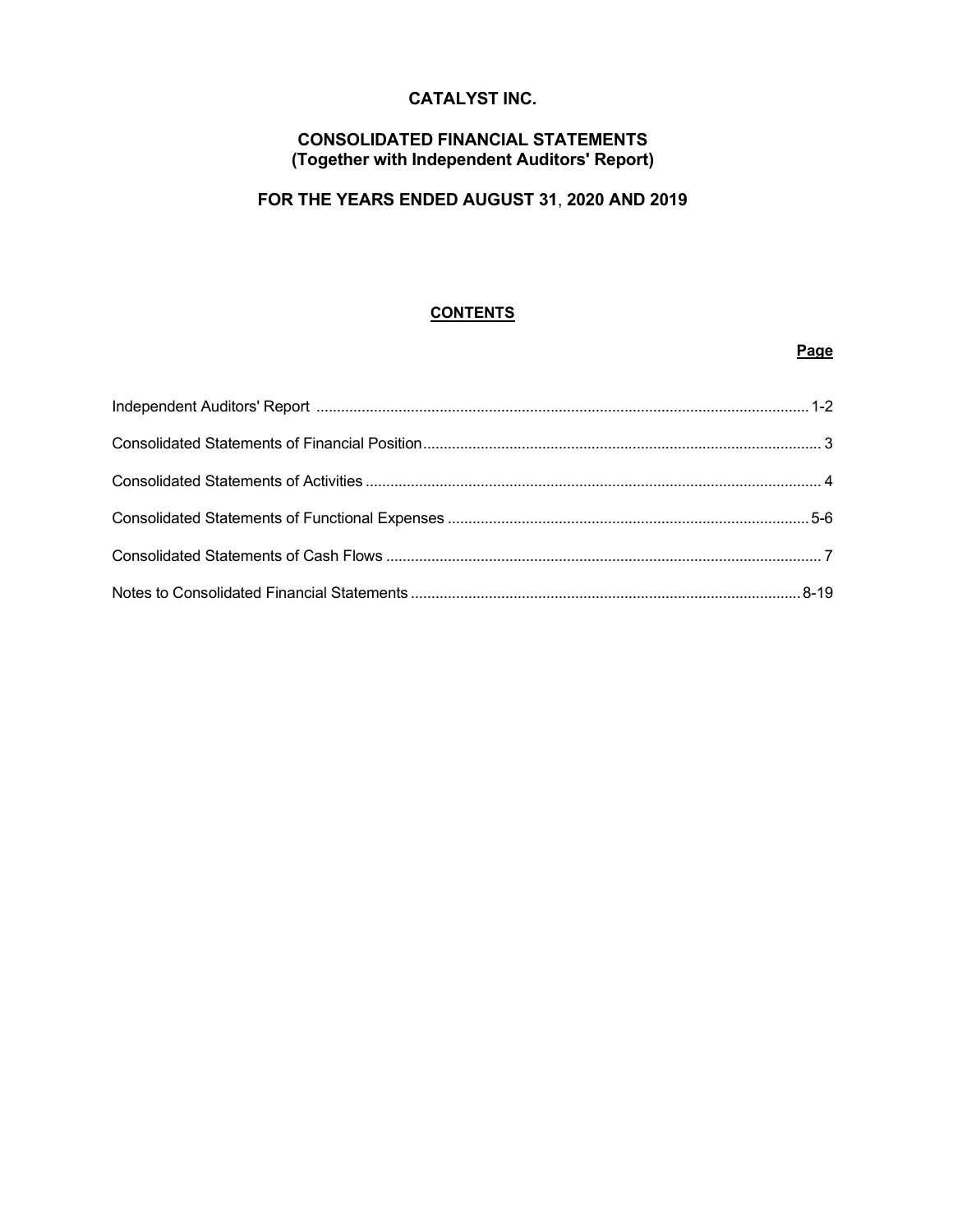# CATALYST INC.

## CONSOLIDATED FINANCIAL STATEMENTS
## (Together with Independent Auditors' Report)

## FOR THE YEARS ENDED AUGUST 31, 2020 AND 2019

**CONTENTS**

| | Page |
|---|---|
| Independent Auditors' Report | 1-2 |
| Consolidated Statements of Financial Position | 3 |
| Consolidated Statements of Activities | 4 |
| Consolidated Statements of Functional Expenses | 5-6 |
| Consolidated Statements of Cash Flows | 7 |
| Notes to Consolidated Financial Statements | 8-19 |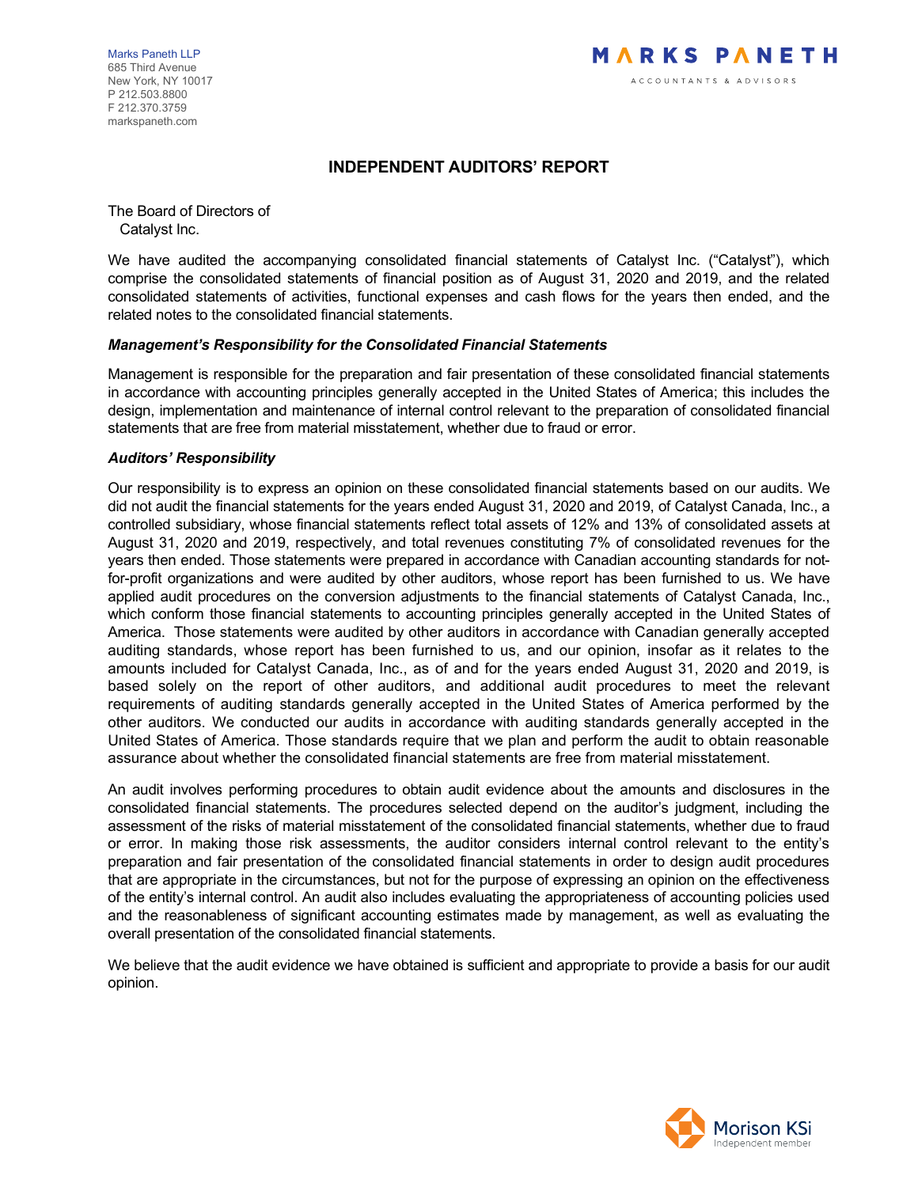Marks Paneth LLP
685 Third Avenue
New York, NY 10017
P 212.503.8800
F 212.370.3759
markspaneth.com

MARKS PANETH
ACCOUNTANTS & ADVISORS

# INDEPENDENT AUDITORS' REPORT

The Board of Directors of
Catalyst Inc.

We have audited the accompanying consolidated financial statements of Catalyst Inc. ("Catalyst"), which comprise the consolidated statements of financial position as of August 31, 2020 and 2019, and the related consolidated statements of activities, functional expenses and cash flows for the years then ended, and the related notes to the consolidated financial statements.

### *Management's Responsibility for the Consolidated Financial Statements*

Management is responsible for the preparation and fair presentation of these consolidated financial statements in accordance with accounting principles generally accepted in the United States of America; this includes the design, implementation and maintenance of internal control relevant to the preparation of consolidated financial statements that are free from material misstatement, whether due to fraud or error.

### *Auditors' Responsibility*

Our responsibility is to express an opinion on these consolidated financial statements based on our audits. We did not audit the financial statements for the years ended August 31, 2020 and 2019, of Catalyst Canada, Inc., a controlled subsidiary, whose financial statements reflect total assets of 12% and 13% of consolidated assets at August 31, 2020 and 2019, respectively, and total revenues constituting 7% of consolidated revenues for the years then ended. Those statements were prepared in accordance with Canadian accounting standards for not-for-profit organizations and were audited by other auditors, whose report has been furnished to us. We have applied audit procedures on the conversion adjustments to the financial statements of Catalyst Canada, Inc., which conform those financial statements to accounting principles generally accepted in the United States of America. Those statements were audited by other auditors in accordance with Canadian generally accepted auditing standards, whose report has been furnished to us, and our opinion, insofar as it relates to the amounts included for Catalyst Canada, Inc., as of and for the years ended August 31, 2020 and 2019, is based solely on the report of other auditors, and additional audit procedures to meet the relevant requirements of auditing standards generally accepted in the United States of America performed by the other auditors. We conducted our audits in accordance with auditing standards generally accepted in the United States of America. Those standards require that we plan and perform the audit to obtain reasonable assurance about whether the consolidated financial statements are free from material misstatement.

An audit involves performing procedures to obtain audit evidence about the amounts and disclosures in the consolidated financial statements. The procedures selected depend on the auditor's judgment, including the assessment of the risks of material misstatement of the consolidated financial statements, whether due to fraud or error. In making those risk assessments, the auditor considers internal control relevant to the entity's preparation and fair presentation of the consolidated financial statements in order to design audit procedures that are appropriate in the circumstances, but not for the purpose of expressing an opinion on the effectiveness of the entity's internal control. An audit also includes evaluating the appropriateness of accounting policies used and the reasonableness of significant accounting estimates made by management, as well as evaluating the overall presentation of the consolidated financial statements.

We believe that the audit evidence we have obtained is sufficient and appropriate to provide a basis for our audit opinion.

Morison KSi
Independent member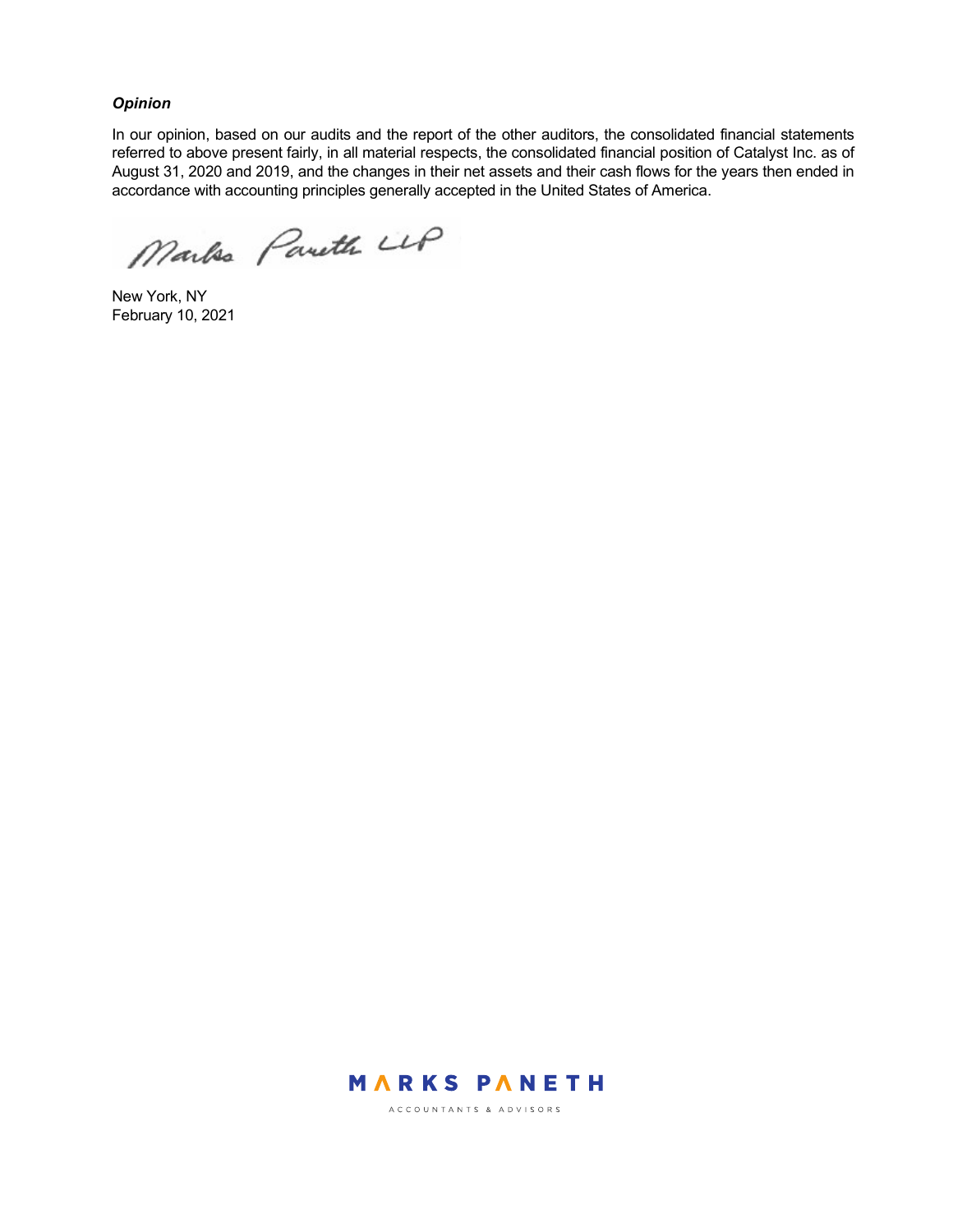***Opinion***

In our opinion, based on our audits and the report of the other auditors, the consolidated financial statements referred to above present fairly, in all material respects, the consolidated financial position of Catalyst Inc. as of August 31, 2020 and 2019, and the changes in their net assets and their cash flows for the years then ended in accordance with accounting principles generally accepted in the United States of America.

Marks Paneth LLP

New York, NY
February 10, 2021

MARKS PANETH
ACCOUNTANTS & ADVISORS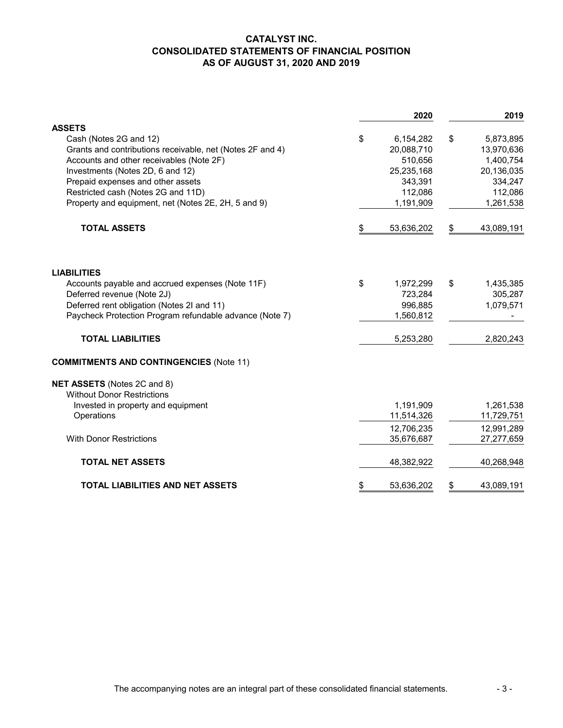# CATALYST INC.
## CONSOLIDATED STATEMENTS OF FINANCIAL POSITION
### AS OF AUGUST 31, 2020 AND 2019

| | 2020 | 2019 |
|---|---|---|
| **ASSETS** | | |
| Cash (Notes 2G and 12) | $ 6,154,282 | $ 5,873,895 |
| Grants and contributions receivable, net (Notes 2F and 4) | 20,088,710 | 13,970,636 |
| Accounts and other receivables (Note 2F) | 510,656 | 1,400,754 |
| Investments (Notes 2D, 6 and 12) | 25,235,168 | 20,136,035 |
| Prepaid expenses and other assets | 343,391 | 334,247 |
| Restricted cash (Notes 2G and 11D) | 112,086 | 112,086 |
| Property and equipment, net (Notes 2E, 2H, 5 and 9) | 1,191,909 | 1,261,538 |
| **TOTAL ASSETS** | $ 53,636,202 | $ 43,089,191 |
| | | |
| **LIABILITIES** | | |
| Accounts payable and accrued expenses (Note 11F) | $ 1,972,299 | $ 1,435,385 |
| Deferred revenue (Note 2J) | 723,284 | 305,287 |
| Deferred rent obligation (Notes 2I and 11) | 996,885 | 1,079,571 |
| Paycheck Protection Program refundable advance (Note 7) | 1,560,812 | - |
| **TOTAL LIABILITIES** | 5,253,280 | 2,820,243 |
| | | |
| **COMMITMENTS AND CONTINGENCIES** (Note 11) | | |
| | | |
| **NET ASSETS** (Notes 2C and 8) | | |
| Without Donor Restrictions | | |
| Invested in property and equipment | 1,191,909 | 1,261,538 |
| Operations | 11,514,326 | 11,729,751 |
| | 12,706,235 | 12,991,289 |
| With Donor Restrictions | 35,676,687 | 27,277,659 |
| **TOTAL NET ASSETS** | 48,382,922 | 40,268,948 |
| **TOTAL LIABILITIES AND NET ASSETS** | $ 53,636,202 | $ 43,089,191 |

The accompanying notes are an integral part of these consolidated financial statements.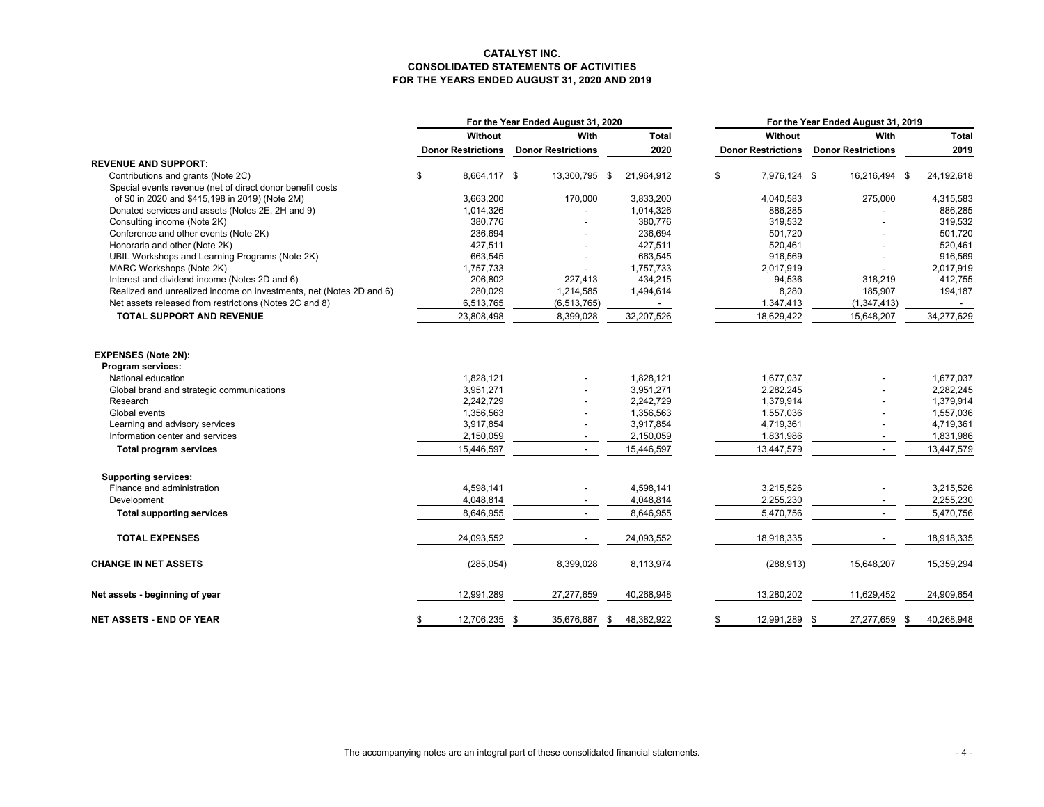# CATALYST INC.
## CONSOLIDATED STATEMENTS OF ACTIVITIES
### FOR THE YEARS ENDED AUGUST 31, 2020 AND 2019

| | For the Year Ended August 31, 2020 | | | For the Year Ended August 31, 2019 | | |
|---|---|---|---|---|---|---|
| | Without Donor Restrictions | With Donor Restrictions | Total 2020 | Without Donor Restrictions | With Donor Restrictions | Total 2019 |
| **REVENUE AND SUPPORT:** | | | | | | |
| Contributions and grants (Note 2C) | $ 8,664,117 | $ 13,300,795 | $ 21,964,912 | $ 7,976,124 | $ 16,216,494 | $ 24,192,618 |
| Special events revenue (net of direct donor benefit costs of $0 in 2020 and $415,198 in 2019) (Note 2M) | 3,663,200 | 170,000 | 3,833,200 | 4,040,583 | 275,000 | 4,315,583 |
| Donated services and assets (Notes 2E, 2H and 9) | 1,014,326 | - | 1,014,326 | 886,285 | - | 886,285 |
| Consulting income (Note 2K) | 380,776 | - | 380,776 | 319,532 | - | 319,532 |
| Conference and other events (Note 2K) | 236,694 | - | 236,694 | 501,720 | - | 501,720 |
| Honoraria and other (Note 2K) | 427,511 | - | 427,511 | 520,461 | - | 520,461 |
| UBIL Workshops and Learning Programs (Note 2K) | 663,545 | - | 663,545 | 916,569 | - | 916,569 |
| MARC Workshops (Note 2K) | 1,757,733 | - | 1,757,733 | 2,017,919 | - | 2,017,919 |
| Interest and dividend income (Notes 2D and 6) | 206,802 | 227,413 | 434,215 | 94,536 | 318,219 | 412,755 |
| Realized and unrealized income on investments, net (Notes 2D and 6) | 280,029 | 1,214,585 | 1,494,614 | 8,280 | 185,907 | 194,187 |
| Net assets released from restrictions (Notes 2C and 8) | 6,513,765 | (6,513,765) | - | 1,347,413 | (1,347,413) | - |
| **TOTAL SUPPORT AND REVENUE** | 23,808,498 | 8,399,028 | 32,207,526 | 18,629,422 | 15,648,207 | 34,277,629 |
| **EXPENSES (Note 2N):** | | | | | | |
| **Program services:** | | | | | | |
| National education | 1,828,121 | - | 1,828,121 | 1,677,037 | - | 1,677,037 |
| Global brand and strategic communications | 3,951,271 | - | 3,951,271 | 2,282,245 | - | 2,282,245 |
| Research | 2,242,729 | - | 2,242,729 | 1,379,914 | - | 1,379,914 |
| Global events | 1,356,563 | - | 1,356,563 | 1,557,036 | - | 1,557,036 |
| Learning and advisory services | 3,917,854 | - | 3,917,854 | 4,719,361 | - | 4,719,361 |
| Information center and services | 2,150,059 | - | 2,150,059 | 1,831,986 | - | 1,831,986 |
| **Total program services** | 15,446,597 | - | 15,446,597 | 13,447,579 | - | 13,447,579 |
| **Supporting services:** | | | | | | |
| Finance and administration | 4,598,141 | - | 4,598,141 | 3,215,526 | - | 3,215,526 |
| Development | 4,048,814 | - | 4,048,814 | 2,255,230 | - | 2,255,230 |
| **Total supporting services** | 8,646,955 | - | 8,646,955 | 5,470,756 | - | 5,470,756 |
| **TOTAL EXPENSES** | 24,093,552 | - | 24,093,552 | 18,918,335 | - | 18,918,335 |
| **CHANGE IN NET ASSETS** | (285,054) | 8,399,028 | 8,113,974 | (288,913) | 15,648,207 | 15,359,294 |
| **Net assets - beginning of year** | 12,991,289 | 27,277,659 | 40,268,948 | 13,280,202 | 11,629,452 | 24,909,654 |
| **NET ASSETS - END OF YEAR** | $ 12,706,235 | $ 35,676,687 | $ 48,382,922 | $ 12,991,289 | $ 27,277,659 | $ 40,268,948 |

The accompanying notes are an integral part of these consolidated financial statements.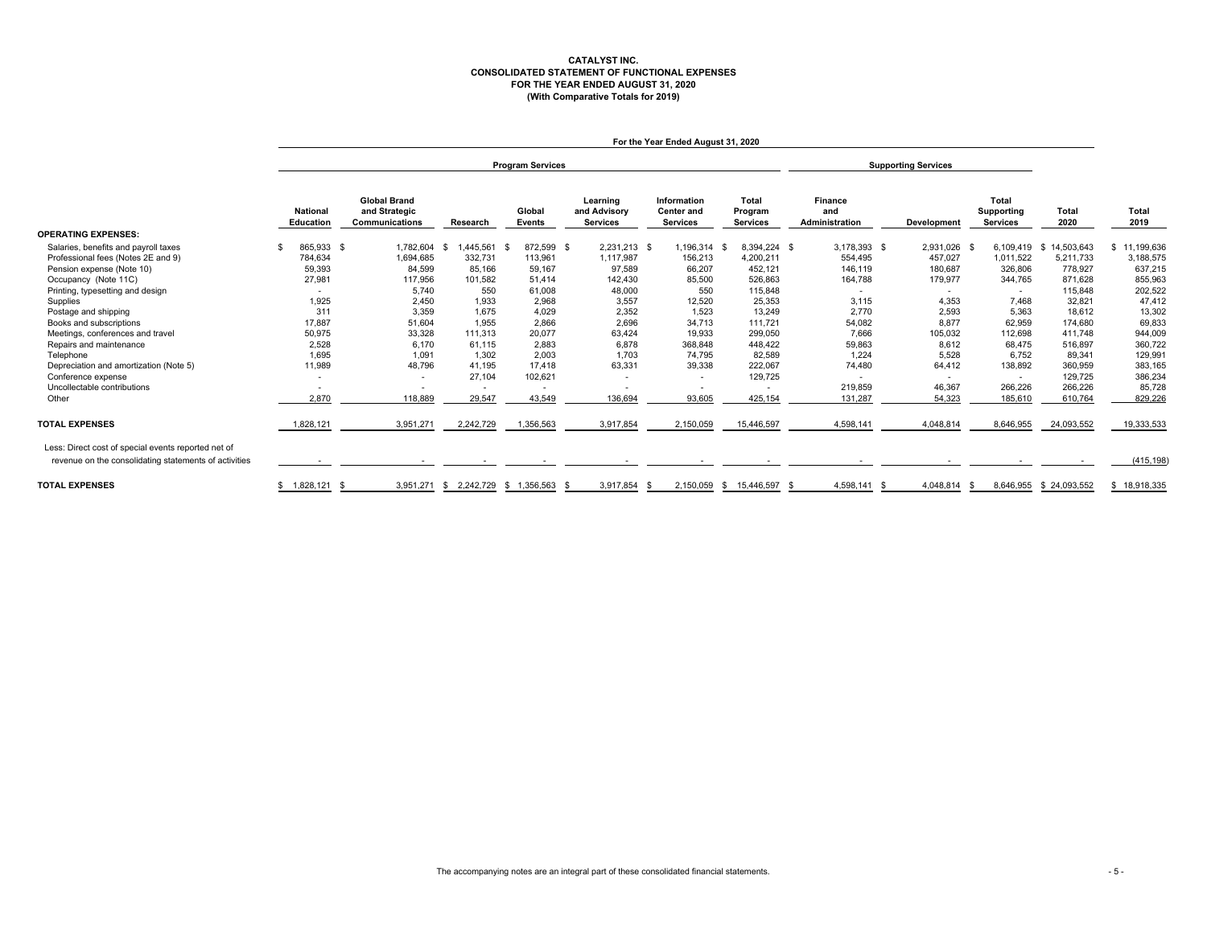# CATALYST INC.
## CONSOLIDATED STATEMENT OF FUNCTIONAL EXPENSES
### FOR THE YEAR ENDED AUGUST 31, 2020
### (With Comparative Totals for 2019)

| | For the Year Ended August 31, 2020 | | | | | | | | | | | |
|---|---|---|---|---|---|---|---|---|---|---|---|---|
| | Program Services | | | | | | | Supporting Services | | | | |
| | National Education | Global Brand and Strategic Communications | Research | Global Events | Learning and Advisory Services | Information Center and Services | Total Program Services | Finance and Administration | Development | Total Supporting Services | Total 2020 | Total 2019 |
| **OPERATING EXPENSES:** | | | | | | | | | | | | |
| Salaries, benefits and payroll taxes | $ 865,933 | $ 1,782,604 | $ 1,445,561 | $ 872,599 | $ 2,231,213 | $ 1,196,314 | $ 8,394,224 | $ 3,178,393 | $ 2,931,026 | $ 6,109,419 | $ 14,503,643 | $ 11,199,636 |
| Professional fees (Notes 2E and 9) | 784,634 | 1,694,685 | 332,731 | 113,961 | 1,117,987 | 156,213 | 4,200,211 | 554,495 | 457,027 | 1,011,522 | 5,211,733 | 3,188,575 |
| Pension expense (Note 10) | 59,393 | 84,599 | 85,166 | 59,167 | 97,589 | 66,207 | 452,121 | 146,119 | 180,687 | 326,806 | 778,927 | 637,215 |
| Occupancy (Note 11C) | 27,981 | 117,956 | 101,582 | 51,414 | 142,430 | 85,500 | 526,863 | 164,788 | 179,977 | 344,765 | 871,628 | 855,963 |
| Printing, typesetting and design | - | 5,740 | 550 | 61,008 | 48,000 | 550 | 115,848 | - | - | - | 115,848 | 202,522 |
| Supplies | 1,925 | 2,450 | 1,933 | 2,968 | 3,557 | 12,520 | 25,353 | 3,115 | 4,353 | 7,468 | 32,821 | 47,412 |
| Postage and shipping | 311 | 3,359 | 1,675 | 4,029 | 2,352 | 1,523 | 13,249 | 2,770 | 2,593 | 5,363 | 18,612 | 13,302 |
| Books and subscriptions | 17,887 | 51,604 | 1,955 | 2,866 | 2,696 | 34,713 | 111,721 | 54,082 | 8,877 | 62,959 | 174,680 | 69,833 |
| Meetings, conferences and travel | 50,975 | 33,328 | 111,313 | 20,077 | 63,424 | 19,933 | 299,050 | 7,666 | 105,032 | 112,698 | 411,748 | 944,009 |
| Repairs and maintenance | 2,528 | 6,170 | 61,115 | 2,883 | 6,878 | 368,848 | 448,422 | 59,863 | 8,612 | 68,475 | 516,897 | 360,722 |
| Telephone | 1,695 | 1,091 | 1,302 | 2,003 | 1,703 | 74,795 | 82,589 | 1,224 | 5,528 | 6,752 | 89,341 | 129,991 |
| Depreciation and amortization (Note 5) | 11,989 | 48,796 | 41,195 | 17,418 | 63,331 | 39,338 | 222,067 | 74,480 | 64,412 | 138,892 | 360,959 | 383,165 |
| Conference expense | - | - | 27,104 | 102,621 | - | - | 129,725 | - | - | - | 129,725 | 386,234 |
| Uncollectable contributions | - | - | - | - | - | - | - | 219,859 | 46,367 | 266,226 | 266,226 | 85,728 |
| Other | 2,870 | 118,889 | 29,547 | 43,549 | 136,694 | 93,605 | 425,154 | 131,287 | 54,323 | 185,610 | 610,764 | 829,226 |
| **TOTAL EXPENSES** | 1,828,121 | 3,951,271 | 2,242,729 | 1,356,563 | 3,917,854 | 2,150,059 | 15,446,597 | 4,598,141 | 4,048,814 | 8,646,955 | 24,093,552 | 19,333,533 |
| Less: Direct cost of special events reported net of revenue on the consolidating statements of activities | - | - | - | - | - | - | - | - | - | - | - | (415,198) |
| **TOTAL EXPENSES** | $ 1,828,121 | $ 3,951,271 | $ 2,242,729 | $ 1,356,563 | $ 3,917,854 | $ 2,150,059 | $ 15,446,597 | $ 4,598,141 | $ 4,048,814 | $ 8,646,955 | $ 24,093,552 | $ 18,918,335 |

The accompanying notes are an integral part of these consolidated financial statements.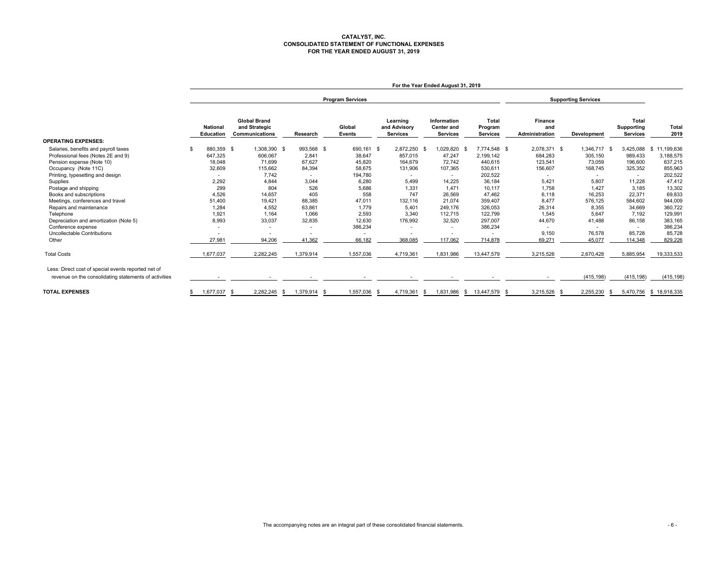**CATALYST, INC.**
**CONSOLIDATED STATEMENT OF FUNCTIONAL EXPENSES**
**FOR THE YEAR ENDED AUGUST 31, 2019**

| | For the Year Ended August 31, 2019 | | | | | | | | | | |
|---|---|---|---|---|---|---|---|---|---|---|---|
| | Program Services | | | | | | | Supporting Services | | | |
| | National Education | Global Brand and Strategic Communications | Research | Global Events | Learning and Advisory Services | Information Center and Services | Total Program Services | Finance and Administration | Development | Total Supporting Services | Total 2019 |
| **OPERATING EXPENSES:** | | | | | | | | | | | |
| Salaries, benefits and payroll taxes | $ 880,359 | $ 1,308,390 | $ 993,568 | $ 690,161 | $ 2,872,250 | $ 1,029,820 | $ 7,774,548 | $ 2,078,371 | $ 1,346,717 | $ 3,425,088 | $ 11,199,636 |
| Professional fees (Notes 2E and 9) | 647,325 | 606,067 | 2,841 | 38,647 | 857,015 | 47,247 | 2,199,142 | 684,283 | 305,150 | 989,433 | 3,188,575 |
| Pension expense (Note 10) | 18,048 | 71,699 | 67,627 | 45,820 | 164,679 | 72,742 | 440,615 | 123,541 | 73,059 | 196,600 | 637,215 |
| Occupancy (Note 11C) | 32,609 | 115,662 | 84,394 | 58,675 | 131,906 | 107,365 | 530,611 | 156,607 | 168,745 | 325,352 | 855,963 |
| Printing, typesetting and design | - | 7,742 | - | 194,780 | - | - | 202,522 | - | - | - | 202,522 |
| Supplies | 2,292 | 4,844 | 3,044 | 6,280 | 5,499 | 14,225 | 36,184 | 5,421 | 5,807 | 11,228 | 47,412 |
| Postage and shipping | 299 | 804 | 526 | 5,686 | 1,331 | 1,471 | 10,117 | 1,758 | 1,427 | 3,185 | 13,302 |
| Books and subscriptions | 4,526 | 14,657 | 405 | 558 | 747 | 26,569 | 47,462 | 6,118 | 16,253 | 22,371 | 69,833 |
| Meetings, conferences and travel | 51,400 | 19,421 | 88,385 | 47,011 | 132,116 | 21,074 | 359,407 | 8,477 | 576,125 | 584,602 | 944,009 |
| Repairs and maintenance | 1,284 | 4,552 | 63,861 | 1,779 | 5,401 | 249,176 | 326,053 | 26,314 | 8,355 | 34,669 | 360,722 |
| Telephone | 1,921 | 1,164 | 1,066 | 2,593 | 3,340 | 112,715 | 122,799 | 1,545 | 5,647 | 7,192 | 129,991 |
| Depreciation and amortization (Note 5) | 8,993 | 33,037 | 32,835 | 12,630 | 176,992 | 32,520 | 297,007 | 44,670 | 41,488 | 86,158 | 383,165 |
| Conference expense | - | - | - | 386,234 | - | - | 386,234 | - | - | - | 386,234 |
| Uncollectable Contributions | - | - | - | - | - | - | - | 9,150 | 76,578 | 85,728 | 85,728 |
| Other | 27,981 | 94,206 | 41,362 | 66,182 | 368,085 | 117,062 | 714,878 | 69,271 | 45,077 | 114,348 | 829,226 |
| Total Costs | 1,677,037 | 2,282,245 | 1,379,914 | 1,557,036 | 4,719,361 | 1,831,986 | 13,447,579 | 3,215,526 | 2,670,428 | 5,885,954 | 19,333,533 |
| Less: Direct cost of special events reported net of revenue on the consolidating statements of activities | - | - | - | - | - | - | - | - | (415,198) | (415,198) | (415,198) |
| **TOTAL EXPENSES** | $ 1,677,037 | $ 2,282,245 | $ 1,379,914 | $ 1,557,036 | $ 4,719,361 | $ 1,831,986 | $ 13,447,579 | $ 3,215,526 | $ 2,255,230 | $ 5,470,756 | $ 18,918,335 |

The accompanying notes are an integral part of these consolidated financial statements.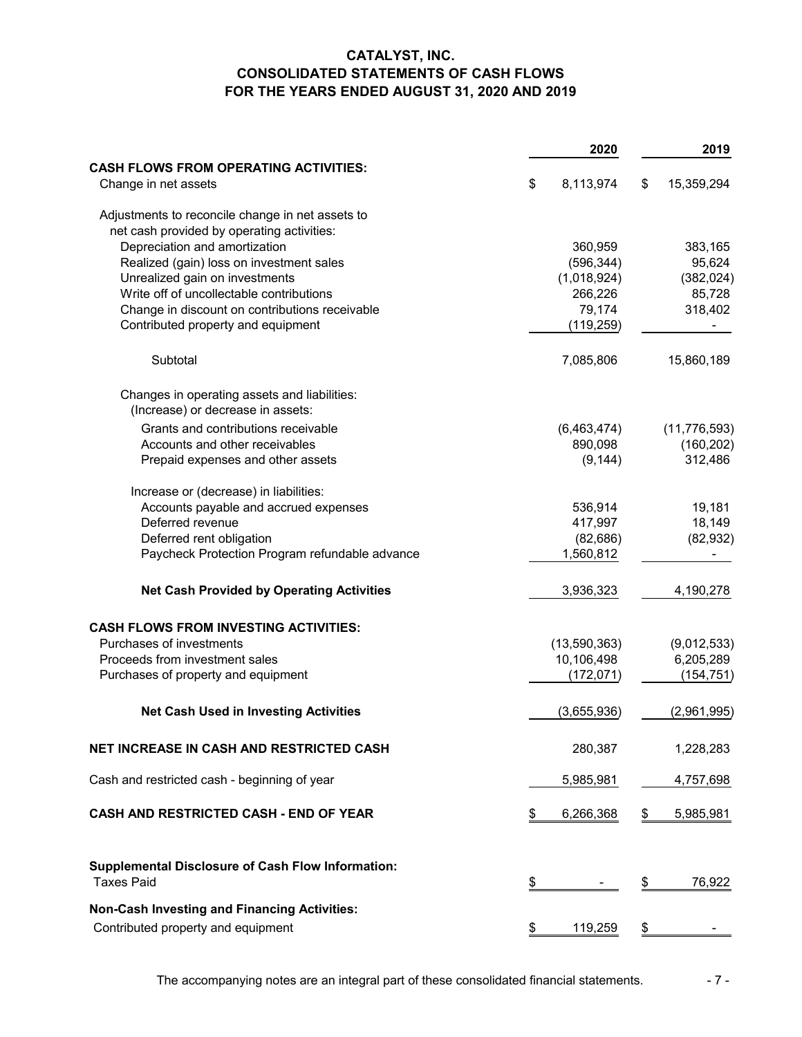# CATALYST, INC.
## CONSOLIDATED STATEMENTS OF CASH FLOWS
## FOR THE YEARS ENDED AUGUST 31, 2020 AND 2019

| | 2020 | 2019 |
|---|---|---|
| **CASH FLOWS FROM OPERATING ACTIVITIES:** | | |
| Change in net assets | $ 8,113,974 | $ 15,359,294 |
| Adjustments to reconcile change in net assets to net cash provided by operating activities: | | |
| Depreciation and amortization | 360,959 | 383,165 |
| Realized (gain) loss on investment sales | (596,344) | 95,624 |
| Unrealized gain on investments | (1,018,924) | (382,024) |
| Write off of uncollectable contributions | 266,226 | 85,728 |
| Change in discount on contributions receivable | 79,174 | 318,402 |
| Contributed property and equipment | (119,259) | - |
| Subtotal | 7,085,806 | 15,860,189 |
| Changes in operating assets and liabilities: | | |
| (Increase) or decrease in assets: | | |
| Grants and contributions receivable | (6,463,474) | (11,776,593) |
| Accounts and other receivables | 890,098 | (160,202) |
| Prepaid expenses and other assets | (9,144) | 312,486 |
| Increase or (decrease) in liabilities: | | |
| Accounts payable and accrued expenses | 536,914 | 19,181 |
| Deferred revenue | 417,997 | 18,149 |
| Deferred rent obligation | (82,686) | (82,932) |
| Paycheck Protection Program refundable advance | 1,560,812 | - |
| **Net Cash Provided by Operating Activities** | 3,936,323 | 4,190,278 |
| **CASH FLOWS FROM INVESTING ACTIVITIES:** | | |
| Purchases of investments | (13,590,363) | (9,012,533) |
| Proceeds from investment sales | 10,106,498 | 6,205,289 |
| Purchases of property and equipment | (172,071) | (154,751) |
| **Net Cash Used in Investing Activities** | (3,655,936) | (2,961,995) |
| **NET INCREASE IN CASH AND RESTRICTED CASH** | 280,387 | 1,228,283 |
| Cash and restricted cash - beginning of year | 5,985,981 | 4,757,698 |
| **CASH AND RESTRICTED CASH - END OF YEAR** | $ 6,266,368 | $ 5,985,981 |
| **Supplemental Disclosure of Cash Flow Information:** | | |
| Taxes Paid | $ - | $ 76,922 |
| **Non-Cash Investing and Financing Activities:** | | |
| Contributed property and equipment | $ 119,259 | $ - |

The accompanying notes are an integral part of these consolidated financial statements.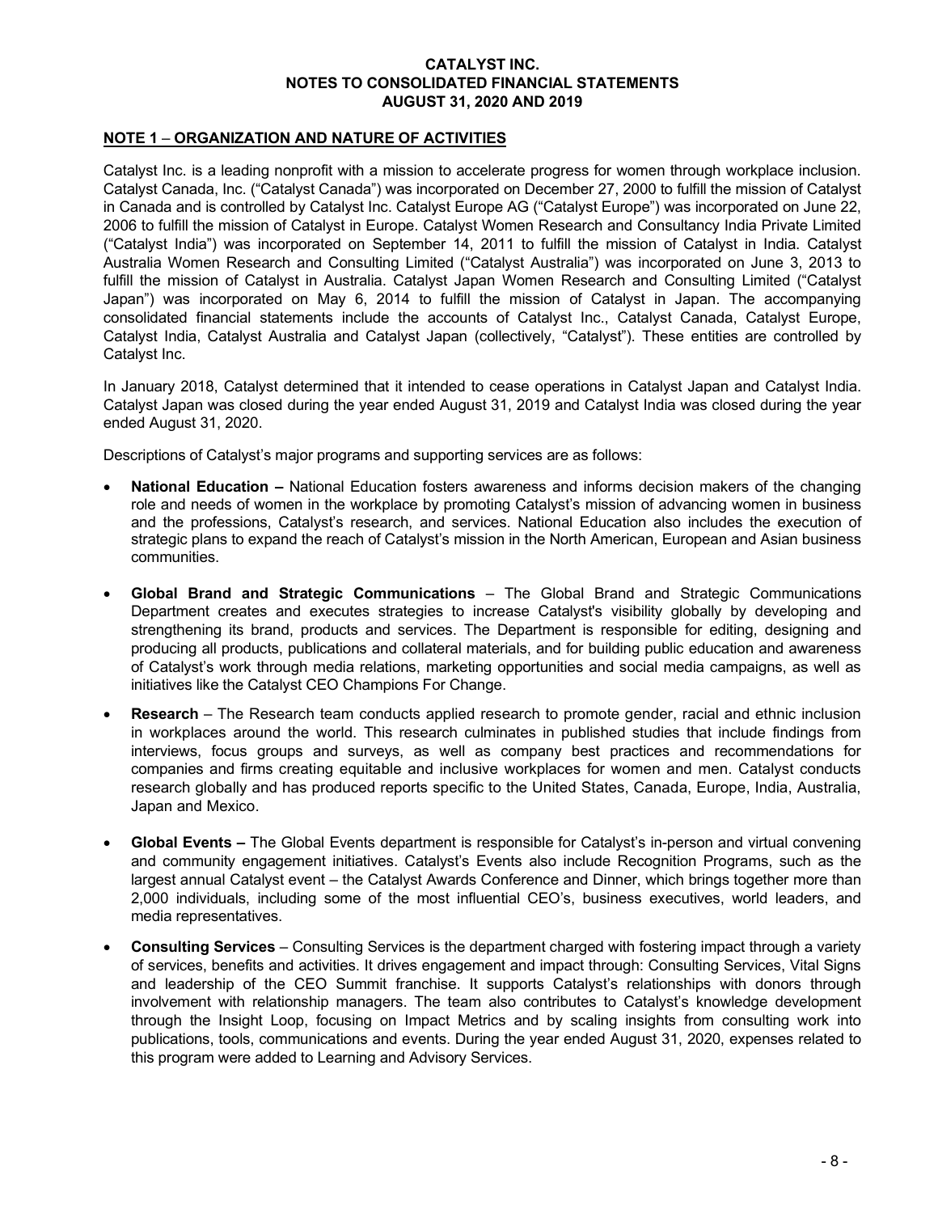**CATALYST INC.**
**NOTES TO CONSOLIDATED FINANCIAL STATEMENTS**
**AUGUST 31, 2020 AND 2019**

## NOTE 1 – ORGANIZATION AND NATURE OF ACTIVITIES

Catalyst Inc. is a leading nonprofit with a mission to accelerate progress for women through workplace inclusion. Catalyst Canada, Inc. ("Catalyst Canada") was incorporated on December 27, 2000 to fulfill the mission of Catalyst in Canada and is controlled by Catalyst Inc. Catalyst Europe AG ("Catalyst Europe") was incorporated on June 22, 2006 to fulfill the mission of Catalyst in Europe. Catalyst Women Research and Consultancy India Private Limited ("Catalyst India") was incorporated on September 14, 2011 to fulfill the mission of Catalyst in India. Catalyst Australia Women Research and Consulting Limited ("Catalyst Australia") was incorporated on June 3, 2013 to fulfill the mission of Catalyst in Australia. Catalyst Japan Women Research and Consulting Limited ("Catalyst Japan") was incorporated on May 6, 2014 to fulfill the mission of Catalyst in Japan. The accompanying consolidated financial statements include the accounts of Catalyst Inc., Catalyst Canada, Catalyst Europe, Catalyst India, Catalyst Australia and Catalyst Japan (collectively, "Catalyst"). These entities are controlled by Catalyst Inc.

In January 2018, Catalyst determined that it intended to cease operations in Catalyst Japan and Catalyst India. Catalyst Japan was closed during the year ended August 31, 2019 and Catalyst India was closed during the year ended August 31, 2020.

Descriptions of Catalyst's major programs and supporting services are as follows:

- **National Education –** National Education fosters awareness and informs decision makers of the changing role and needs of women in the workplace by promoting Catalyst's mission of advancing women in business and the professions, Catalyst's research, and services. National Education also includes the execution of strategic plans to expand the reach of Catalyst's mission in the North American, European and Asian business communities.

- **Global Brand and Strategic Communications** – The Global Brand and Strategic Communications Department creates and executes strategies to increase Catalyst's visibility globally by developing and strengthening its brand, products and services. The Department is responsible for editing, designing and producing all products, publications and collateral materials, and for building public education and awareness of Catalyst's work through media relations, marketing opportunities and social media campaigns, as well as initiatives like the Catalyst CEO Champions For Change.

- **Research** – The Research team conducts applied research to promote gender, racial and ethnic inclusion in workplaces around the world. This research culminates in published studies that include findings from interviews, focus groups and surveys, as well as company best practices and recommendations for companies and firms creating equitable and inclusive workplaces for women and men. Catalyst conducts research globally and has produced reports specific to the United States, Canada, Europe, India, Australia, Japan and Mexico.

- **Global Events –** The Global Events department is responsible for Catalyst's in-person and virtual convening and community engagement initiatives. Catalyst's Events also include Recognition Programs, such as the largest annual Catalyst event – the Catalyst Awards Conference and Dinner, which brings together more than 2,000 individuals, including some of the most influential CEO's, business executives, world leaders, and media representatives.

- **Consulting Services** – Consulting Services is the department charged with fostering impact through a variety of services, benefits and activities. It drives engagement and impact through: Consulting Services, Vital Signs and leadership of the CEO Summit franchise. It supports Catalyst's relationships with donors through involvement with relationship managers. The team also contributes to Catalyst's knowledge development through the Insight Loop, focusing on Impact Metrics and by scaling insights from consulting work into publications, tools, communications and events. During the year ended August 31, 2020, expenses related to this program were added to Learning and Advisory Services.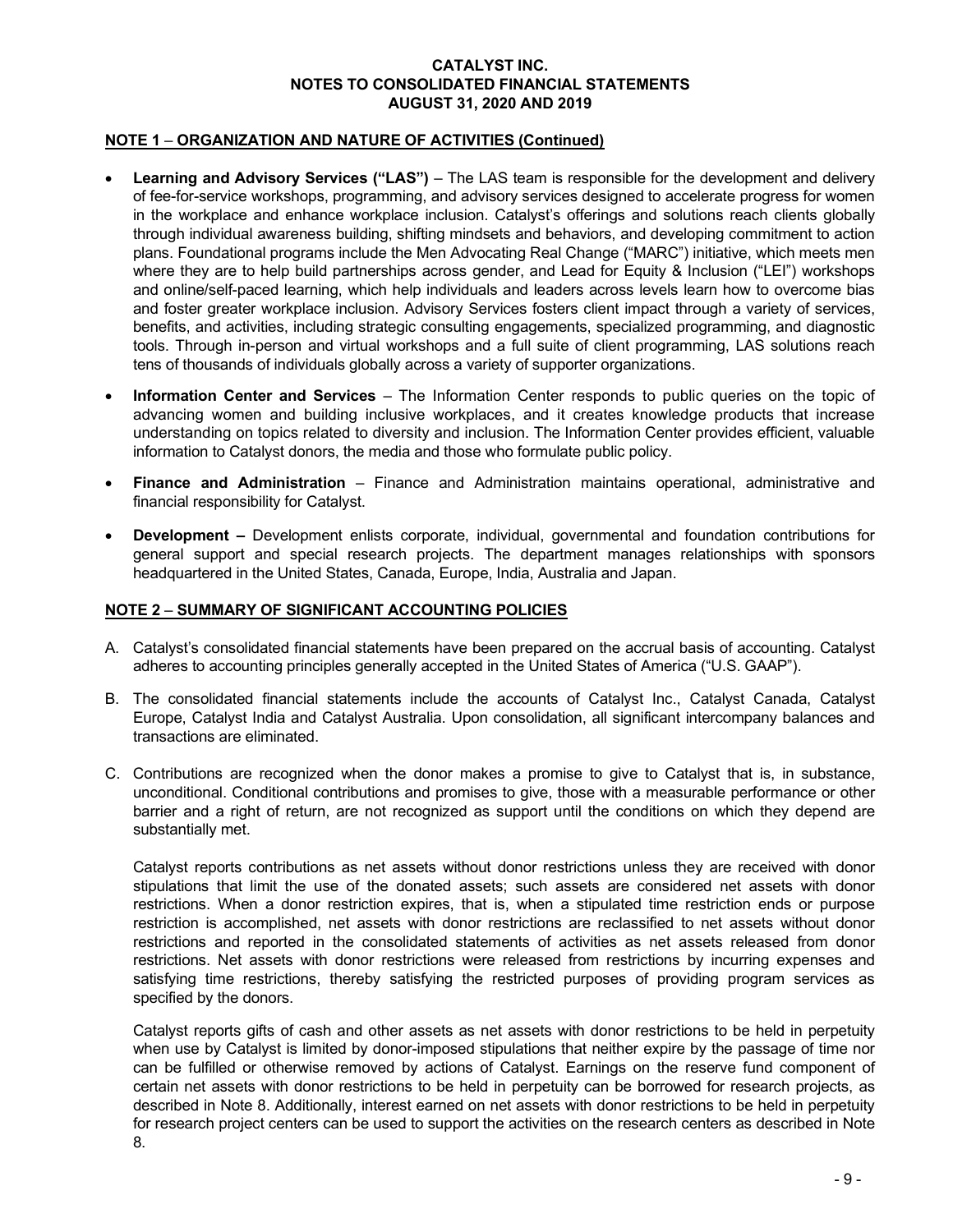## NOTE 1 – ORGANIZATION AND NATURE OF ACTIVITIES (Continued)

- **Learning and Advisory Services ("LAS")** – The LAS team is responsible for the development and delivery of fee-for-service workshops, programming, and advisory services designed to accelerate progress for women in the workplace and enhance workplace inclusion. Catalyst's offerings and solutions reach clients globally through individual awareness building, shifting mindsets and behaviors, and developing commitment to action plans. Foundational programs include the Men Advocating Real Change ("MARC") initiative, which meets men where they are to help build partnerships across gender, and Lead for Equity & Inclusion ("LEI") workshops and online/self-paced learning, which help individuals and leaders across levels learn how to overcome bias and foster greater workplace inclusion. Advisory Services fosters client impact through a variety of services, benefits, and activities, including strategic consulting engagements, specialized programming, and diagnostic tools. Through in-person and virtual workshops and a full suite of client programming, LAS solutions reach tens of thousands of individuals globally across a variety of supporter organizations.

- **Information Center and Services** – The Information Center responds to public queries on the topic of advancing women and building inclusive workplaces, and it creates knowledge products that increase understanding on topics related to diversity and inclusion. The Information Center provides efficient, valuable information to Catalyst donors, the media and those who formulate public policy.

- **Finance and Administration** – Finance and Administration maintains operational, administrative and financial responsibility for Catalyst.

- **Development –** Development enlists corporate, individual, governmental and foundation contributions for general support and special research projects. The department manages relationships with sponsors headquartered in the United States, Canada, Europe, India, Australia and Japan.

## NOTE 2 – SUMMARY OF SIGNIFICANT ACCOUNTING POLICIES

A. Catalyst's consolidated financial statements have been prepared on the accrual basis of accounting. Catalyst adheres to accounting principles generally accepted in the United States of America ("U.S. GAAP").

B. The consolidated financial statements include the accounts of Catalyst Inc., Catalyst Canada, Catalyst Europe, Catalyst India and Catalyst Australia. Upon consolidation, all significant intercompany balances and transactions are eliminated.

C. Contributions are recognized when the donor makes a promise to give to Catalyst that is, in substance, unconditional. Conditional contributions and promises to give, those with a measurable performance or other barrier and a right of return, are not recognized as support until the conditions on which they depend are substantially met.

   Catalyst reports contributions as net assets without donor restrictions unless they are received with donor stipulations that limit the use of the donated assets; such assets are considered net assets with donor restrictions. When a donor restriction expires, that is, when a stipulated time restriction ends or purpose restriction is accomplished, net assets with donor restrictions are reclassified to net assets without donor restrictions and reported in the consolidated statements of activities as net assets released from donor restrictions. Net assets with donor restrictions were released from restrictions by incurring expenses and satisfying time restrictions, thereby satisfying the restricted purposes of providing program services as specified by the donors.

   Catalyst reports gifts of cash and other assets as net assets with donor restrictions to be held in perpetuity when use by Catalyst is limited by donor-imposed stipulations that neither expire by the passage of time nor can be fulfilled or otherwise removed by actions of Catalyst. Earnings on the reserve fund component of certain net assets with donor restrictions to be held in perpetuity can be borrowed for research projects, as described in Note 8. Additionally, interest earned on net assets with donor restrictions to be held in perpetuity for research project centers can be used to support the activities on the research centers as described in Note 8.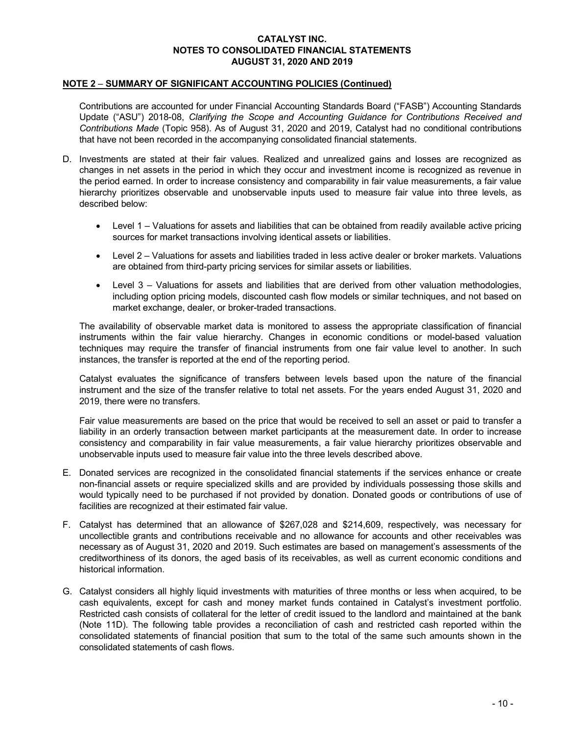**CATALYST INC.**
**NOTES TO CONSOLIDATED FINANCIAL STATEMENTS**
**AUGUST 31, 2020 AND 2019**

## NOTE 2 – SUMMARY OF SIGNIFICANT ACCOUNTING POLICIES (Continued)

Contributions are accounted for under Financial Accounting Standards Board ("FASB") Accounting Standards Update ("ASU") 2018-08, *Clarifying the Scope and Accounting Guidance for Contributions Received and Contributions Made* (Topic 958). As of August 31, 2020 and 2019, Catalyst had no conditional contributions that have not been recorded in the accompanying consolidated financial statements.

D. Investments are stated at their fair values. Realized and unrealized gains and losses are recognized as changes in net assets in the period in which they occur and investment income is recognized as revenue in the period earned. In order to increase consistency and comparability in fair value measurements, a fair value hierarchy prioritizes observable and unobservable inputs used to measure fair value into three levels, as described below:

- Level 1 – Valuations for assets and liabilities that can be obtained from readily available active pricing sources for market transactions involving identical assets or liabilities.
- Level 2 – Valuations for assets and liabilities traded in less active dealer or broker markets. Valuations are obtained from third-party pricing services for similar assets or liabilities.
- Level 3 – Valuations for assets and liabilities that are derived from other valuation methodologies, including option pricing models, discounted cash flow models or similar techniques, and not based on market exchange, dealer, or broker-traded transactions.

The availability of observable market data is monitored to assess the appropriate classification of financial instruments within the fair value hierarchy. Changes in economic conditions or model-based valuation techniques may require the transfer of financial instruments from one fair value level to another. In such instances, the transfer is reported at the end of the reporting period.

Catalyst evaluates the significance of transfers between levels based upon the nature of the financial instrument and the size of the transfer relative to total net assets. For the years ended August 31, 2020 and 2019, there were no transfers.

Fair value measurements are based on the price that would be received to sell an asset or paid to transfer a liability in an orderly transaction between market participants at the measurement date. In order to increase consistency and comparability in fair value measurements, a fair value hierarchy prioritizes observable and unobservable inputs used to measure fair value into the three levels described above.

E. Donated services are recognized in the consolidated financial statements if the services enhance or create non-financial assets or require specialized skills and are provided by individuals possessing those skills and would typically need to be purchased if not provided by donation. Donated goods or contributions of use of facilities are recognized at their estimated fair value.

F. Catalyst has determined that an allowance of $267,028 and $214,609, respectively, was necessary for uncollectible grants and contributions receivable and no allowance for accounts and other receivables was necessary as of August 31, 2020 and 2019. Such estimates are based on management's assessments of the creditworthiness of its donors, the aged basis of its receivables, as well as current economic conditions and historical information.

G. Catalyst considers all highly liquid investments with maturities of three months or less when acquired, to be cash equivalents, except for cash and money market funds contained in Catalyst's investment portfolio. Restricted cash consists of collateral for the letter of credit issued to the landlord and maintained at the bank (Note 11D). The following table provides a reconciliation of cash and restricted cash reported within the consolidated statements of financial position that sum to the total of the same such amounts shown in the consolidated statements of cash flows.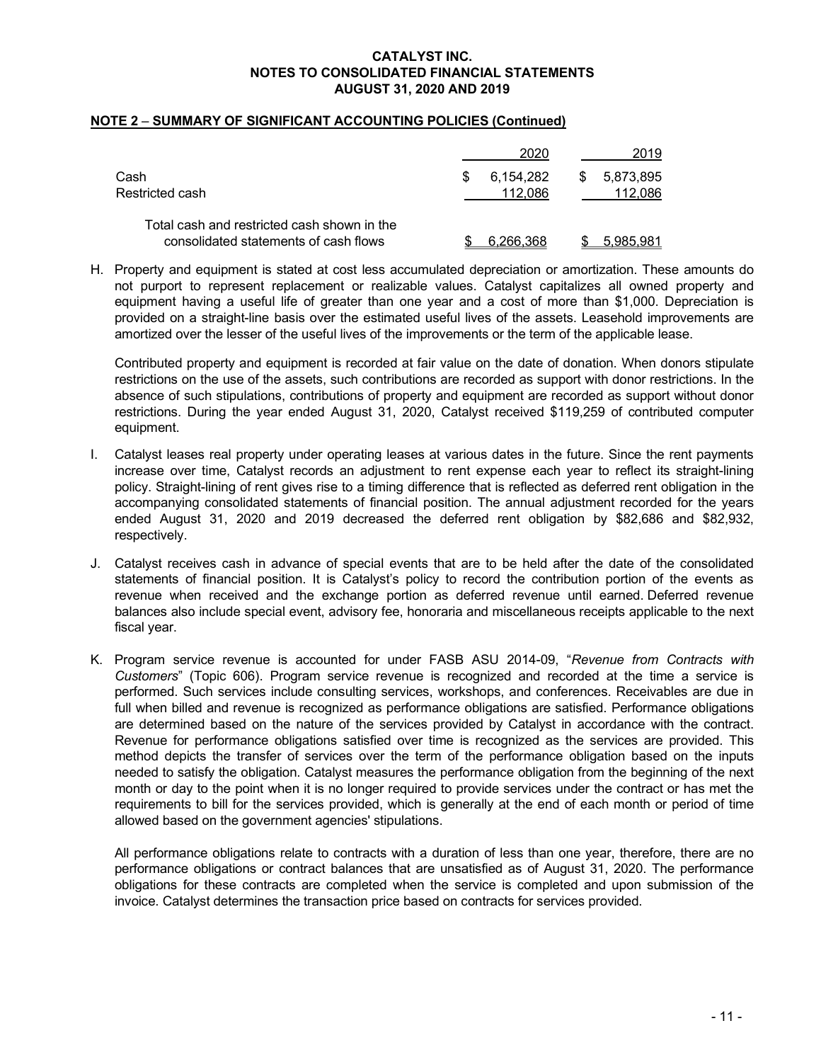# CATALYST INC.
## NOTES TO CONSOLIDATED FINANCIAL STATEMENTS
## AUGUST 31, 2020 AND 2019

**NOTE 2 – SUMMARY OF SIGNIFICANT ACCOUNTING POLICIES (Continued)**

| | 2020 | 2019 |
|---|---|---|
| Cash | $ 6,154,282 | $ 5,873,895 |
| Restricted cash | 112,086 | 112,086 |
| Total cash and restricted cash shown in the consolidated statements of cash flows | $ 6,266,368 | $ 5,985,981 |

H. Property and equipment is stated at cost less accumulated depreciation or amortization. These amounts do not purport to represent replacement or realizable values. Catalyst capitalizes all owned property and equipment having a useful life of greater than one year and a cost of more than $1,000. Depreciation is provided on a straight-line basis over the estimated useful lives of the assets. Leasehold improvements are amortized over the lesser of the useful lives of the improvements or the term of the applicable lease.

   Contributed property and equipment is recorded at fair value on the date of donation. When donors stipulate restrictions on the use of the assets, such contributions are recorded as support with donor restrictions. In the absence of such stipulations, contributions of property and equipment are recorded as support without donor restrictions. During the year ended August 31, 2020, Catalyst received $119,259 of contributed computer equipment.

I. Catalyst leases real property under operating leases at various dates in the future. Since the rent payments increase over time, Catalyst records an adjustment to rent expense each year to reflect its straight-lining policy. Straight-lining of rent gives rise to a timing difference that is reflected as deferred rent obligation in the accompanying consolidated statements of financial position. The annual adjustment recorded for the years ended August 31, 2020 and 2019 decreased the deferred rent obligation by $82,686 and $82,932, respectively.

J. Catalyst receives cash in advance of special events that are to be held after the date of the consolidated statements of financial position. It is Catalyst's policy to record the contribution portion of the events as revenue when received and the exchange portion as deferred revenue until earned. Deferred revenue balances also include special event, advisory fee, honoraria and miscellaneous receipts applicable to the next fiscal year.

K. Program service revenue is accounted for under FASB ASU 2014-09, "*Revenue from Contracts with Customers*" (Topic 606). Program service revenue is recognized and recorded at the time a service is performed. Such services include consulting services, workshops, and conferences. Receivables are due in full when billed and revenue is recognized as performance obligations are satisfied. Performance obligations are determined based on the nature of the services provided by Catalyst in accordance with the contract. Revenue for performance obligations satisfied over time is recognized as the services are provided. This method depicts the transfer of services over the term of the performance obligation based on the inputs needed to satisfy the obligation. Catalyst measures the performance obligation from the beginning of the next month or day to the point when it is no longer required to provide services under the contract or has met the requirements to bill for the services provided, which is generally at the end of each month or period of time allowed based on the government agencies' stipulations.

   All performance obligations relate to contracts with a duration of less than one year, therefore, there are no performance obligations or contract balances that are unsatisfied as of August 31, 2020. The performance obligations for these contracts are completed when the service is completed and upon submission of the invoice. Catalyst determines the transaction price based on contracts for services provided.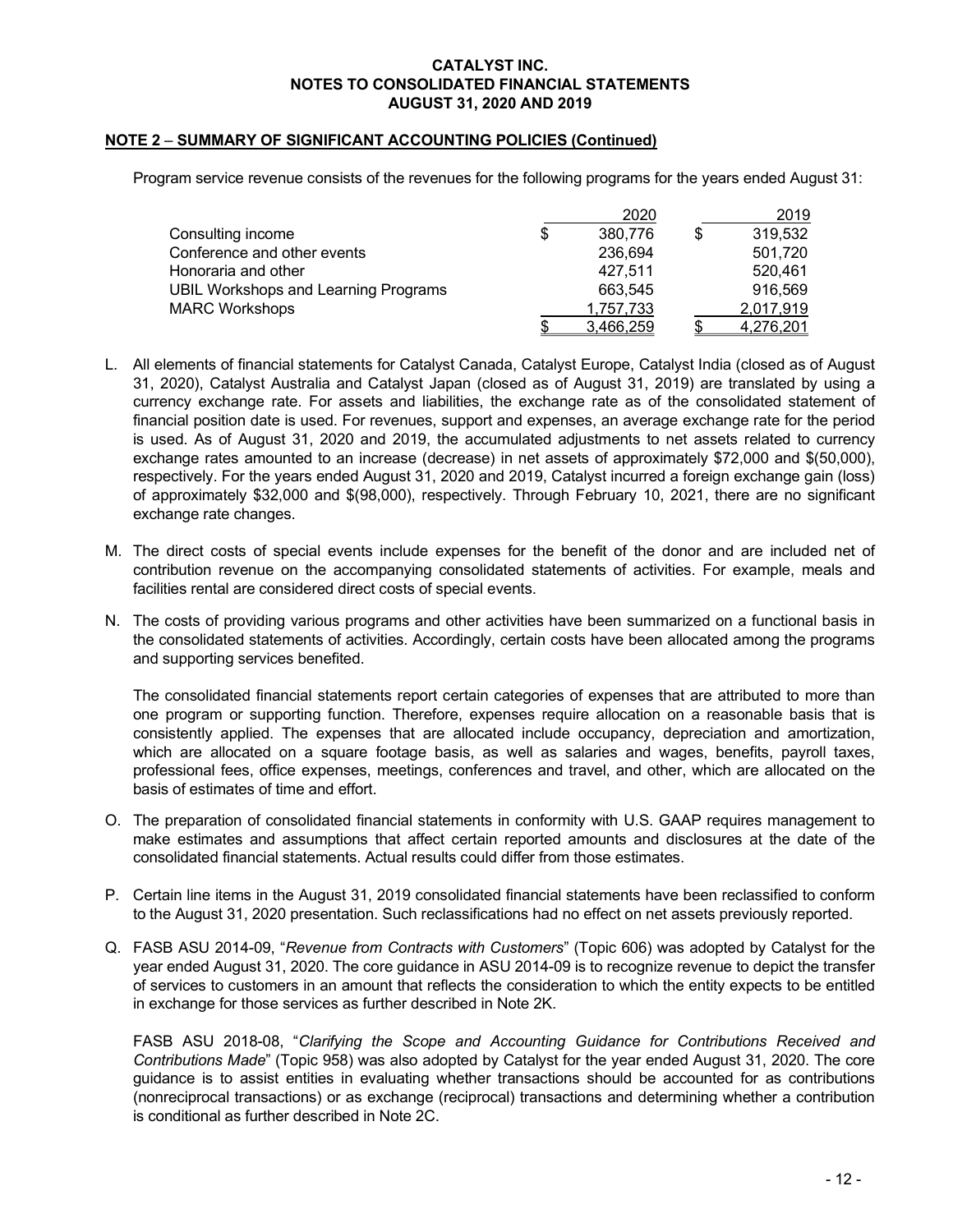**CATALYST INC.**
**NOTES TO CONSOLIDATED FINANCIAL STATEMENTS**
**AUGUST 31, 2020 AND 2019**

**NOTE 2 – SUMMARY OF SIGNIFICANT ACCOUNTING POLICIES (Continued)**

Program service revenue consists of the revenues for the following programs for the years ended August 31:

| | 2020 | 2019 |
|---|---|---|
| Consulting income | $ 380,776 | $ 319,532 |
| Conference and other events | 236,694 | 501,720 |
| Honoraria and other | 427,511 | 520,461 |
| UBIL Workshops and Learning Programs | 663,545 | 916,569 |
| MARC Workshops | 1,757,733 | 2,017,919 |
| | $ 3,466,259 | $ 4,276,201 |

L. All elements of financial statements for Catalyst Canada, Catalyst Europe, Catalyst India (closed as of August 31, 2020), Catalyst Australia and Catalyst Japan (closed as of August 31, 2019) are translated by using a currency exchange rate. For assets and liabilities, the exchange rate as of the consolidated statement of financial position date is used. For revenues, support and expenses, an average exchange rate for the period is used. As of August 31, 2020 and 2019, the accumulated adjustments to net assets related to currency exchange rates amounted to an increase (decrease) in net assets of approximately $72,000 and $(50,000), respectively. For the years ended August 31, 2020 and 2019, Catalyst incurred a foreign exchange gain (loss) of approximately $32,000 and $(98,000), respectively. Through February 10, 2021, there are no significant exchange rate changes.

M. The direct costs of special events include expenses for the benefit of the donor and are included net of contribution revenue on the accompanying consolidated statements of activities. For example, meals and facilities rental are considered direct costs of special events.

N. The costs of providing various programs and other activities have been summarized on a functional basis in the consolidated statements of activities. Accordingly, certain costs have been allocated among the programs and supporting services benefited.

   The consolidated financial statements report certain categories of expenses that are attributed to more than one program or supporting function. Therefore, expenses require allocation on a reasonable basis that is consistently applied. The expenses that are allocated include occupancy, depreciation and amortization, which are allocated on a square footage basis, as well as salaries and wages, benefits, payroll taxes, professional fees, office expenses, meetings, conferences and travel, and other, which are allocated on the basis of estimates of time and effort.

O. The preparation of consolidated financial statements in conformity with U.S. GAAP requires management to make estimates and assumptions that affect certain reported amounts and disclosures at the date of the consolidated financial statements. Actual results could differ from those estimates.

P. Certain line items in the August 31, 2019 consolidated financial statements have been reclassified to conform to the August 31, 2020 presentation. Such reclassifications had no effect on net assets previously reported.

Q. FASB ASU 2014-09, "*Revenue from Contracts with Customers*" (Topic 606) was adopted by Catalyst for the year ended August 31, 2020. The core guidance in ASU 2014-09 is to recognize revenue to depict the transfer of services to customers in an amount that reflects the consideration to which the entity expects to be entitled in exchange for those services as further described in Note 2K.

   FASB ASU 2018-08, "*Clarifying the Scope and Accounting Guidance for Contributions Received and Contributions Made*" (Topic 958) was also adopted by Catalyst for the year ended August 31, 2020. The core guidance is to assist entities in evaluating whether transactions should be accounted for as contributions (nonreciprocal transactions) or as exchange (reciprocal) transactions and determining whether a contribution is conditional as further described in Note 2C.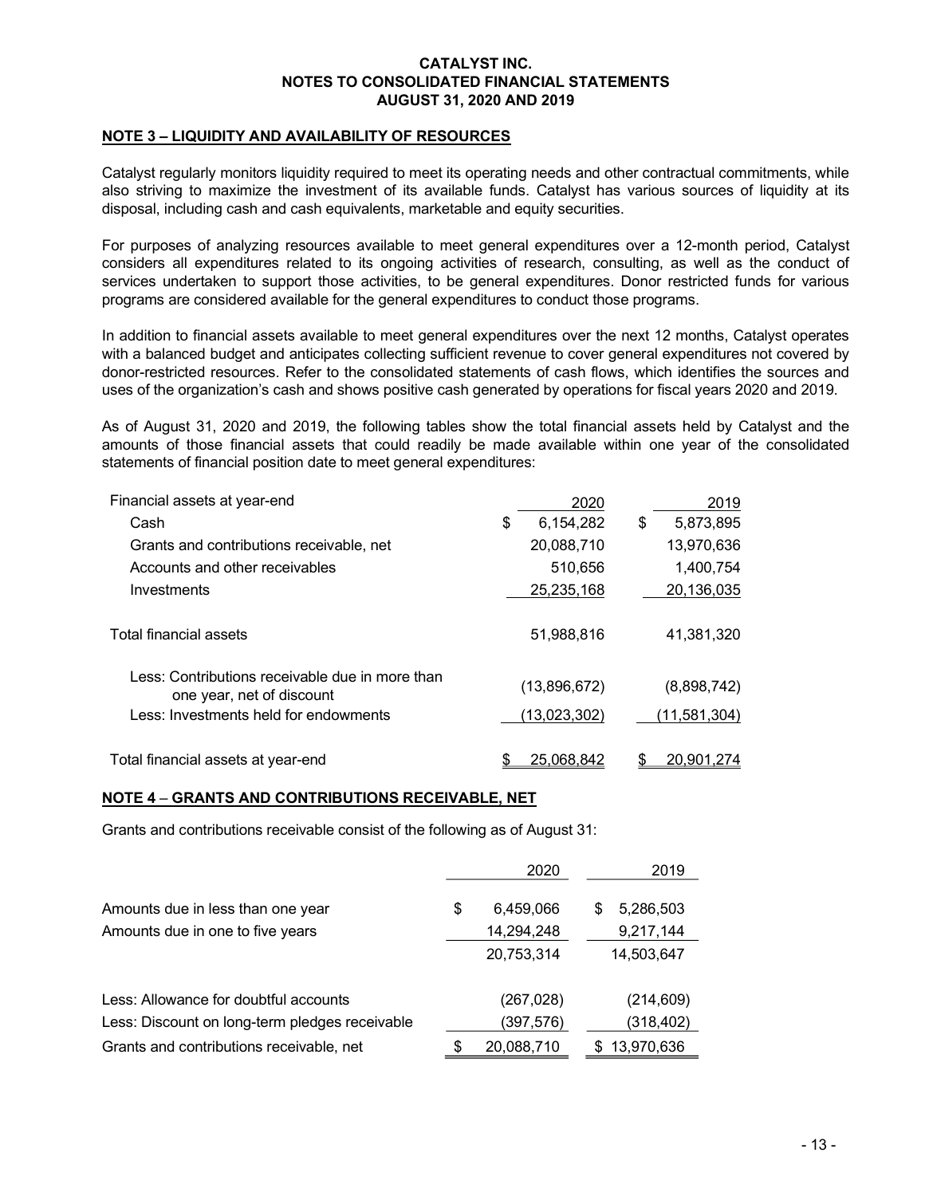# CATALYST INC.
## NOTES TO CONSOLIDATED FINANCIAL STATEMENTS
## AUGUST 31, 2020 AND 2019

### NOTE 3 – LIQUIDITY AND AVAILABILITY OF RESOURCES

Catalyst regularly monitors liquidity required to meet its operating needs and other contractual commitments, while also striving to maximize the investment of its available funds. Catalyst has various sources of liquidity at its disposal, including cash and cash equivalents, marketable and equity securities.

For purposes of analyzing resources available to meet general expenditures over a 12-month period, Catalyst considers all expenditures related to its ongoing activities of research, consulting, as well as the conduct of services undertaken to support those activities, to be general expenditures. Donor restricted funds for various programs are considered available for the general expenditures to conduct those programs.

In addition to financial assets available to meet general expenditures over the next 12 months, Catalyst operates with a balanced budget and anticipates collecting sufficient revenue to cover general expenditures not covered by donor-restricted resources. Refer to the consolidated statements of cash flows, which identifies the sources and uses of the organization's cash and shows positive cash generated by operations for fiscal years 2020 and 2019.

As of August 31, 2020 and 2019, the following tables show the total financial assets held by Catalyst and the amounts of those financial assets that could readily be made available within one year of the consolidated statements of financial position date to meet general expenditures:

| Financial assets at year-end | 2020 | 2019 |
|---|---|---|
| Cash | $ 6,154,282 | $ 5,873,895 |
| Grants and contributions receivable, net | 20,088,710 | 13,970,636 |
| Accounts and other receivables | 510,656 | 1,400,754 |
| Investments | 25,235,168 | 20,136,035 |
| Total financial assets | 51,988,816 | 41,381,320 |
| Less: Contributions receivable due in more than one year, net of discount | (13,896,672) | (8,898,742) |
| Less: Investments held for endowments | (13,023,302) | (11,581,304) |
| Total financial assets at year-end | $ 25,068,842 | $ 20,901,274 |

### NOTE 4 – GRANTS AND CONTRIBUTIONS RECEIVABLE, NET

Grants and contributions receivable consist of the following as of August 31:

| | 2020 | 2019 |
|---|---|---|
| Amounts due in less than one year | $ 6,459,066 | $ 5,286,503 |
| Amounts due in one to five years | 14,294,248 | 9,217,144 |
| | 20,753,314 | 14,503,647 |
| Less: Allowance for doubtful accounts | (267,028) | (214,609) |
| Less: Discount on long-term pledges receivable | (397,576) | (318,402) |
| Grants and contributions receivable, net | $ 20,088,710 | $ 13,970,636 |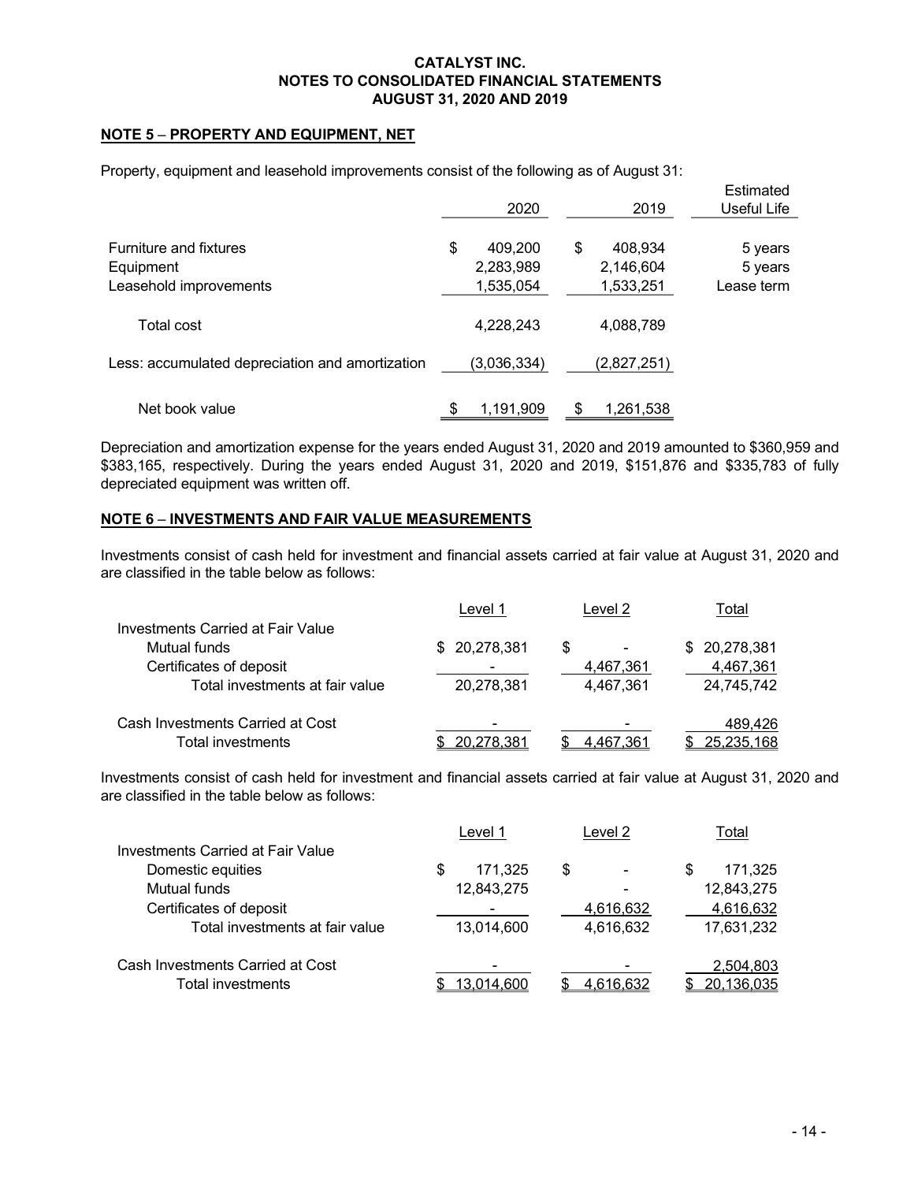**CATALYST INC.**
**NOTES TO CONSOLIDATED FINANCIAL STATEMENTS**
**AUGUST 31, 2020 AND 2019**

## NOTE 5 – PROPERTY AND EQUIPMENT, NET

Property, equipment and leasehold improvements consist of the following as of August 31:

| | 2020 | 2019 | Estimated Useful Life |
|---|---|---|---|
| Furniture and fixtures | $ 409,200 | $ 408,934 | 5 years |
| Equipment | 2,283,989 | 2,146,604 | 5 years |
| Leasehold improvements | 1,535,054 | 1,533,251 | Lease term |
| Total cost | 4,228,243 | 4,088,789 | |
| Less: accumulated depreciation and amortization | (3,036,334) | (2,827,251) | |
| Net book value | $ 1,191,909 | $ 1,261,538 | |

Depreciation and amortization expense for the years ended August 31, 2020 and 2019 amounted to $360,959 and $383,165, respectively. During the years ended August 31, 2020 and 2019, $151,876 and $335,783 of fully depreciated equipment was written off.

## NOTE 6 – INVESTMENTS AND FAIR VALUE MEASUREMENTS

Investments consist of cash held for investment and financial assets carried at fair value at August 31, 2020 and are classified in the table below as follows:

| | Level 1 | Level 2 | Total |
|---|---|---|---|
| Investments Carried at Fair Value | | | |
| Mutual funds | $ 20,278,381 | $ - | $ 20,278,381 |
| Certificates of deposit | - | 4,467,361 | 4,467,361 |
| Total investments at fair value | 20,278,381 | 4,467,361 | 24,745,742 |
| Cash Investments Carried at Cost | - | - | 489,426 |
| Total investments | $ 20,278,381 | $ 4,467,361 | $ 25,235,168 |

Investments consist of cash held for investment and financial assets carried at fair value at August 31, 2020 and are classified in the table below as follows:

| | Level 1 | Level 2 | Total |
|---|---|---|---|
| Investments Carried at Fair Value | | | |
| Domestic equities | $ 171,325 | $ - | $ 171,325 |
| Mutual funds | 12,843,275 | - | 12,843,275 |
| Certificates of deposit | - | 4,616,632 | 4,616,632 |
| Total investments at fair value | 13,014,600 | 4,616,632 | 17,631,232 |
| Cash Investments Carried at Cost | - | - | 2,504,803 |
| Total investments | $ 13,014,600 | $ 4,616,632 | $ 20,136,035 |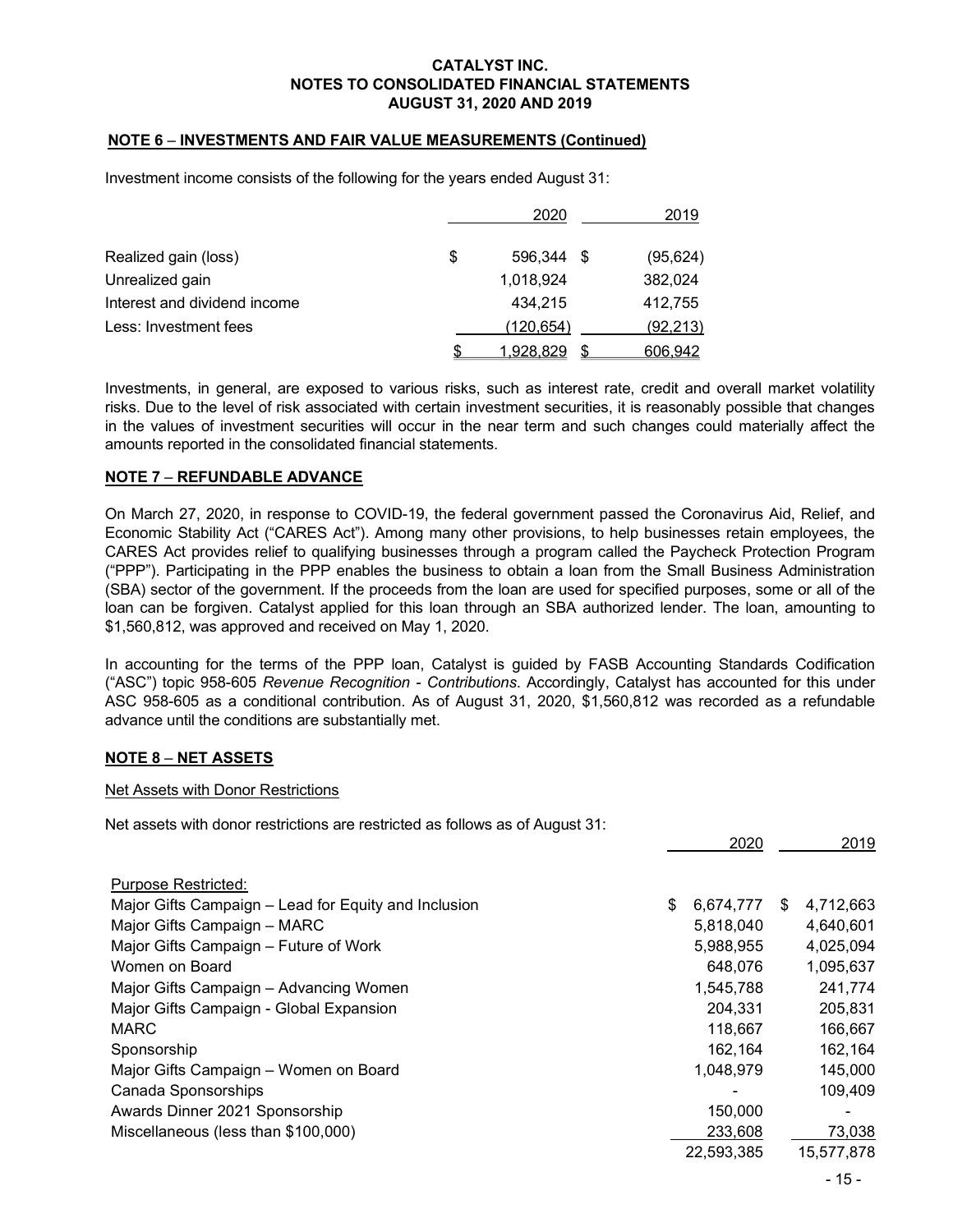**CATALYST INC.**
**NOTES TO CONSOLIDATED FINANCIAL STATEMENTS**
**AUGUST 31, 2020 AND 2019**

## NOTE 6 – INVESTMENTS AND FAIR VALUE MEASUREMENTS (Continued)

Investment income consists of the following for the years ended August 31:

| | 2020 | 2019 |
|---|---|---|
| Realized gain (loss) | $ 596,344 | $ (95,624) |
| Unrealized gain | 1,018,924 | 382,024 |
| Interest and dividend income | 434,215 | 412,755 |
| Less: Investment fees | (120,654) | (92,213) |
| | $ 1,928,829 | $ 606,942 |

Investments, in general, are exposed to various risks, such as interest rate, credit and overall market volatility risks. Due to the level of risk associated with certain investment securities, it is reasonably possible that changes in the values of investment securities will occur in the near term and such changes could materially affect the amounts reported in the consolidated financial statements.

## NOTE 7 – REFUNDABLE ADVANCE

On March 27, 2020, in response to COVID-19, the federal government passed the Coronavirus Aid, Relief, and Economic Stability Act ("CARES Act"). Among many other provisions, to help businesses retain employees, the CARES Act provides relief to qualifying businesses through a program called the Paycheck Protection Program ("PPP"). Participating in the PPP enables the business to obtain a loan from the Small Business Administration (SBA) sector of the government. If the proceeds from the loan are used for specified purposes, some or all of the loan can be forgiven. Catalyst applied for this loan through an SBA authorized lender. The loan, amounting to $1,560,812, was approved and received on May 1, 2020.

In accounting for the terms of the PPP loan, Catalyst is guided by FASB Accounting Standards Codification ("ASC") topic 958-605 *Revenue Recognition - Contributions*. Accordingly, Catalyst has accounted for this under ASC 958-605 as a conditional contribution. As of August 31, 2020, $1,560,812 was recorded as a refundable advance until the conditions are substantially met.

## NOTE 8 – NET ASSETS

Net Assets with Donor Restrictions

Net assets with donor restrictions are restricted as follows as of August 31:

| | 2020 | 2019 |
|---|---|---|
| Purpose Restricted: | | |
| Major Gifts Campaign – Lead for Equity and Inclusion | $ 6,674,777 | $ 4,712,663 |
| Major Gifts Campaign – MARC | 5,818,040 | 4,640,601 |
| Major Gifts Campaign – Future of Work | 5,988,955 | 4,025,094 |
| Women on Board | 648,076 | 1,095,637 |
| Major Gifts Campaign – Advancing Women | 1,545,788 | 241,774 |
| Major Gifts Campaign - Global Expansion | 204,331 | 205,831 |
| MARC | 118,667 | 166,667 |
| Sponsorship | 162,164 | 162,164 |
| Major Gifts Campaign – Women on Board | 1,048,979 | 145,000 |
| Canada Sponsorships | - | 109,409 |
| Awards Dinner 2021 Sponsorship | 150,000 | - |
| Miscellaneous (less than $100,000) | 233,608 | 73,038 |
| | 22,593,385 | 15,577,878 |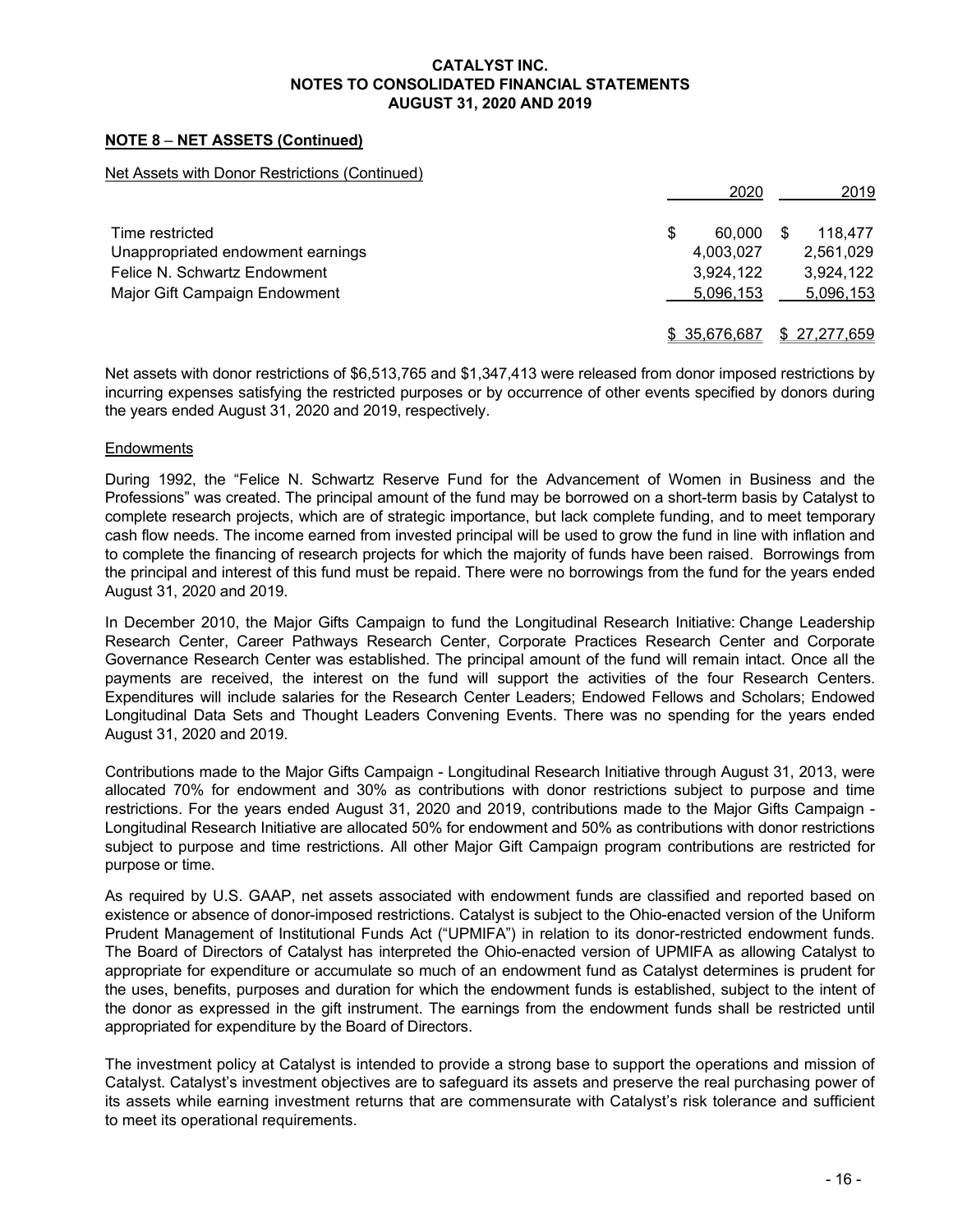**NOTE 8 – NET ASSETS (Continued)**

Net Assets with Donor Restrictions (Continued)

| | 2020 | 2019 |
|---|---|---|
| Time restricted | $ 60,000 | $ 118,477 |
| Unappropriated endowment earnings | 4,003,027 | 2,561,029 |
| Felice N. Schwartz Endowment | 3,924,122 | 3,924,122 |
| Major Gift Campaign Endowment | 5,096,153 | 5,096,153 |
| | $ 35,676,687 | $ 27,277,659 |

Net assets with donor restrictions of $6,513,765 and $1,347,413 were released from donor imposed restrictions by incurring expenses satisfying the restricted purposes or by occurrence of other events specified by donors during the years ended August 31, 2020 and 2019, respectively.

Endowments

During 1992, the "Felice N. Schwartz Reserve Fund for the Advancement of Women in Business and the Professions" was created. The principal amount of the fund may be borrowed on a short-term basis by Catalyst to complete research projects, which are of strategic importance, but lack complete funding, and to meet temporary cash flow needs. The income earned from invested principal will be used to grow the fund in line with inflation and to complete the financing of research projects for which the majority of funds have been raised. Borrowings from the principal and interest of this fund must be repaid. There were no borrowings from the fund for the years ended August 31, 2020 and 2019.

In December 2010, the Major Gifts Campaign to fund the Longitudinal Research Initiative: Change Leadership Research Center, Career Pathways Research Center, Corporate Practices Research Center and Corporate Governance Research Center was established. The principal amount of the fund will remain intact. Once all the payments are received, the interest on the fund will support the activities of the four Research Centers. Expenditures will include salaries for the Research Center Leaders; Endowed Fellows and Scholars; Endowed Longitudinal Data Sets and Thought Leaders Convening Events. There was no spending for the years ended August 31, 2020 and 2019.

Contributions made to the Major Gifts Campaign - Longitudinal Research Initiative through August 31, 2013, were allocated 70% for endowment and 30% as contributions with donor restrictions subject to purpose and time restrictions. For the years ended August 31, 2020 and 2019, contributions made to the Major Gifts Campaign - Longitudinal Research Initiative are allocated 50% for endowment and 50% as contributions with donor restrictions subject to purpose and time restrictions. All other Major Gift Campaign program contributions are restricted for purpose or time.

As required by U.S. GAAP, net assets associated with endowment funds are classified and reported based on existence or absence of donor-imposed restrictions. Catalyst is subject to the Ohio-enacted version of the Uniform Prudent Management of Institutional Funds Act ("UPMIFA") in relation to its donor-restricted endowment funds. The Board of Directors of Catalyst has interpreted the Ohio-enacted version of UPMIFA as allowing Catalyst to appropriate for expenditure or accumulate so much of an endowment fund as Catalyst determines is prudent for the uses, benefits, purposes and duration for which the endowment funds is established, subject to the intent of the donor as expressed in the gift instrument. The earnings from the endowment funds shall be restricted until appropriated for expenditure by the Board of Directors.

The investment policy at Catalyst is intended to provide a strong base to support the operations and mission of Catalyst. Catalyst's investment objectives are to safeguard its assets and preserve the real purchasing power of its assets while earning investment returns that are commensurate with Catalyst's risk tolerance and sufficient to meet its operational requirements.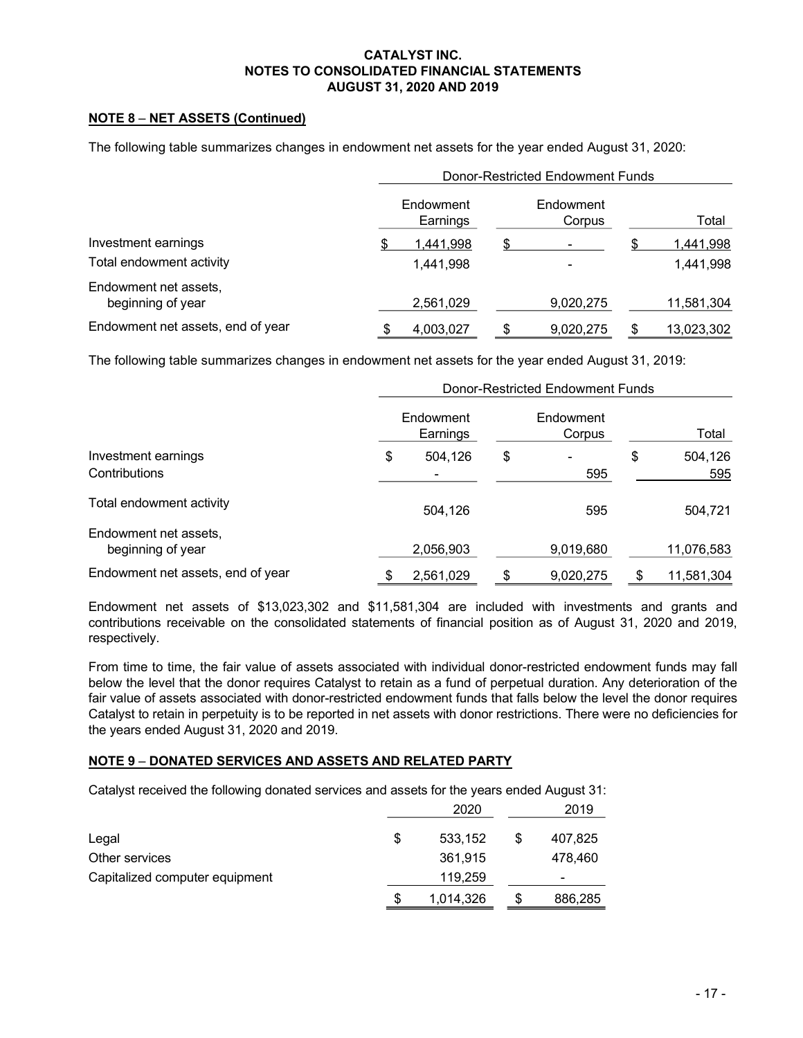**NOTE 8 – NET ASSETS (Continued)**

The following table summarizes changes in endowment net assets for the year ended August 31, 2020:

| | Donor-Restricted Endowment Funds | | |
|---|---|---|---|
| | Endowment Earnings | Endowment Corpus | Total |
| Investment earnings | $ 1,441,998 | $ - | $ 1,441,998 |
| Total endowment activity | 1,441,998 | - | 1,441,998 |
| Endowment net assets, beginning of year | 2,561,029 | 9,020,275 | 11,581,304 |
| Endowment net assets, end of year | $ 4,003,027 | $ 9,020,275 | $ 13,023,302 |

The following table summarizes changes in endowment net assets for the year ended August 31, 2019:

| | Donor-Restricted Endowment Funds | | |
|---|---|---|---|
| | Endowment Earnings | Endowment Corpus | Total |
| Investment earnings | $ 504,126 | $ - | $ 504,126 |
| Contributions | - | 595 | 595 |
| Total endowment activity | 504,126 | 595 | 504,721 |
| Endowment net assets, beginning of year | 2,056,903 | 9,019,680 | 11,076,583 |
| Endowment net assets, end of year | $ 2,561,029 | $ 9,020,275 | $ 11,581,304 |

Endowment net assets of $13,023,302 and $11,581,304 are included with investments and grants and contributions receivable on the consolidated statements of financial position as of August 31, 2020 and 2019, respectively.

From time to time, the fair value of assets associated with individual donor-restricted endowment funds may fall below the level that the donor requires Catalyst to retain as a fund of perpetual duration. Any deterioration of the fair value of assets associated with donor-restricted endowment funds that falls below the level the donor requires Catalyst to retain in perpetuity is to be reported in net assets with donor restrictions. There were no deficiencies for the years ended August 31, 2020 and 2019.

**NOTE 9 – DONATED SERVICES AND ASSETS AND RELATED PARTY**

Catalyst received the following donated services and assets for the years ended August 31:

| | 2020 | 2019 |
|---|---|---|
| Legal | $ 533,152 | $ 407,825 |
| Other services | 361,915 | 478,460 |
| Capitalized computer equipment | 119,259 | - |
| | $ 1,014,326 | $ 886,285 |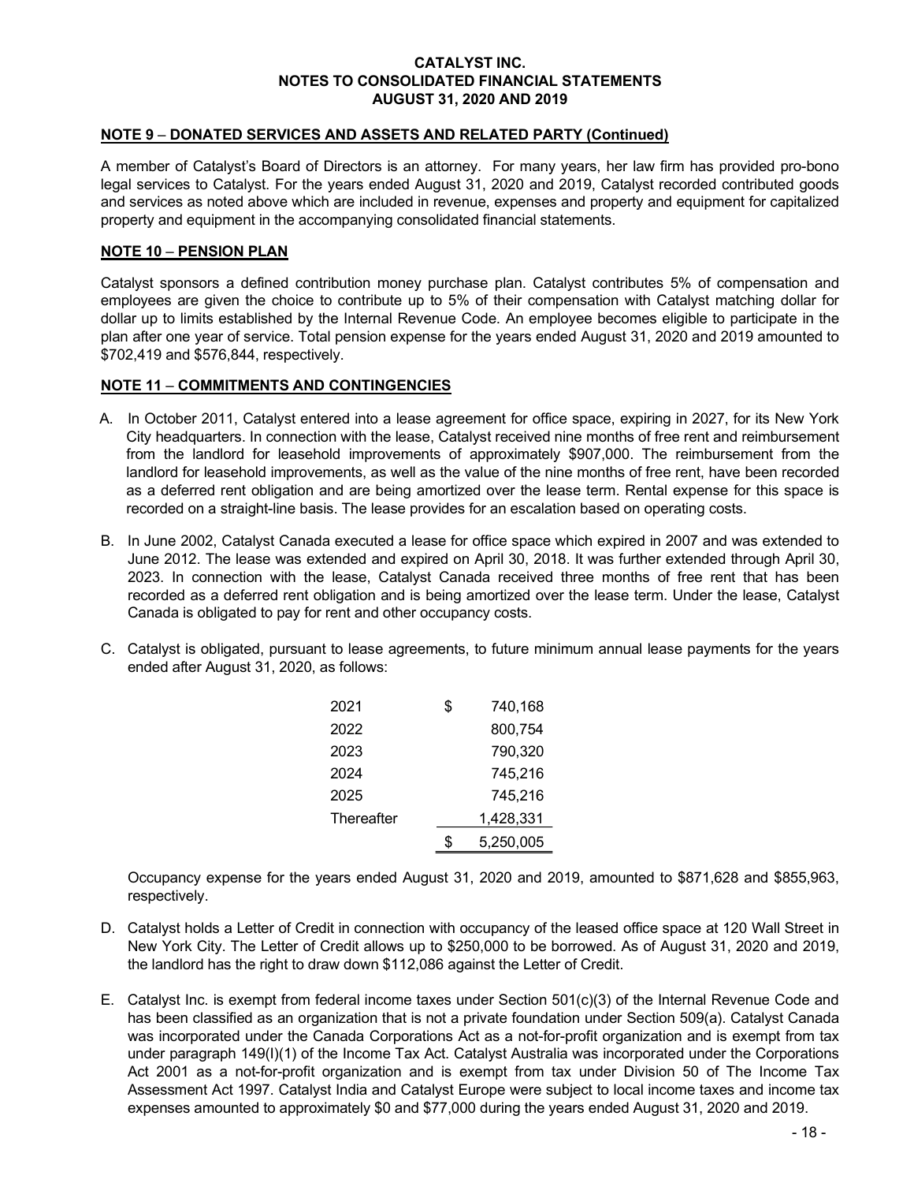**CATALYST INC.**
**NOTES TO CONSOLIDATED FINANCIAL STATEMENTS**
**AUGUST 31, 2020 AND 2019**

## NOTE 9 – DONATED SERVICES AND ASSETS AND RELATED PARTY (Continued)

A member of Catalyst's Board of Directors is an attorney. For many years, her law firm has provided pro-bono legal services to Catalyst. For the years ended August 31, 2020 and 2019, Catalyst recorded contributed goods and services as noted above which are included in revenue, expenses and property and equipment for capitalized property and equipment in the accompanying consolidated financial statements.

## NOTE 10 – PENSION PLAN

Catalyst sponsors a defined contribution money purchase plan. Catalyst contributes 5% of compensation and employees are given the choice to contribute up to 5% of their compensation with Catalyst matching dollar for dollar up to limits established by the Internal Revenue Code. An employee becomes eligible to participate in the plan after one year of service. Total pension expense for the years ended August 31, 2020 and 2019 amounted to $702,419 and $576,844, respectively.

## NOTE 11 – COMMITMENTS AND CONTINGENCIES

A. In October 2011, Catalyst entered into a lease agreement for office space, expiring in 2027, for its New York City headquarters. In connection with the lease, Catalyst received nine months of free rent and reimbursement from the landlord for leasehold improvements of approximately $907,000. The reimbursement from the landlord for leasehold improvements, as well as the value of the nine months of free rent, have been recorded as a deferred rent obligation and are being amortized over the lease term. Rental expense for this space is recorded on a straight-line basis. The lease provides for an escalation based on operating costs.

B. In June 2002, Catalyst Canada executed a lease for office space which expired in 2007 and was extended to June 2012. The lease was extended and expired on April 30, 2018. It was further extended through April 30, 2023. In connection with the lease, Catalyst Canada received three months of free rent that has been recorded as a deferred rent obligation and is being amortized over the lease term. Under the lease, Catalyst Canada is obligated to pay for rent and other occupancy costs.

C. Catalyst is obligated, pursuant to lease agreements, to future minimum annual lease payments for the years ended after August 31, 2020, as follows:

| | |
|---|---|
| 2021 | $ 740,168 |
| 2022 | 800,754 |
| 2023 | 790,320 |
| 2024 | 745,216 |
| 2025 | 745,216 |
| Thereafter | 1,428,331 |
| | $ 5,250,005 |

Occupancy expense for the years ended August 31, 2020 and 2019, amounted to $871,628 and $855,963, respectively.

D. Catalyst holds a Letter of Credit in connection with occupancy of the leased office space at 120 Wall Street in New York City. The Letter of Credit allows up to $250,000 to be borrowed. As of August 31, 2020 and 2019, the landlord has the right to draw down $112,086 against the Letter of Credit.

E. Catalyst Inc. is exempt from federal income taxes under Section 501(c)(3) of the Internal Revenue Code and has been classified as an organization that is not a private foundation under Section 509(a). Catalyst Canada was incorporated under the Canada Corporations Act as a not-for-profit organization and is exempt from tax under paragraph 149(l)(1) of the Income Tax Act. Catalyst Australia was incorporated under the Corporations Act 2001 as a not-for-profit organization and is exempt from tax under Division 50 of The Income Tax Assessment Act 1997. Catalyst India and Catalyst Europe were subject to local income taxes and income tax expenses amounted to approximately $0 and $77,000 during the years ended August 31, 2020 and 2019.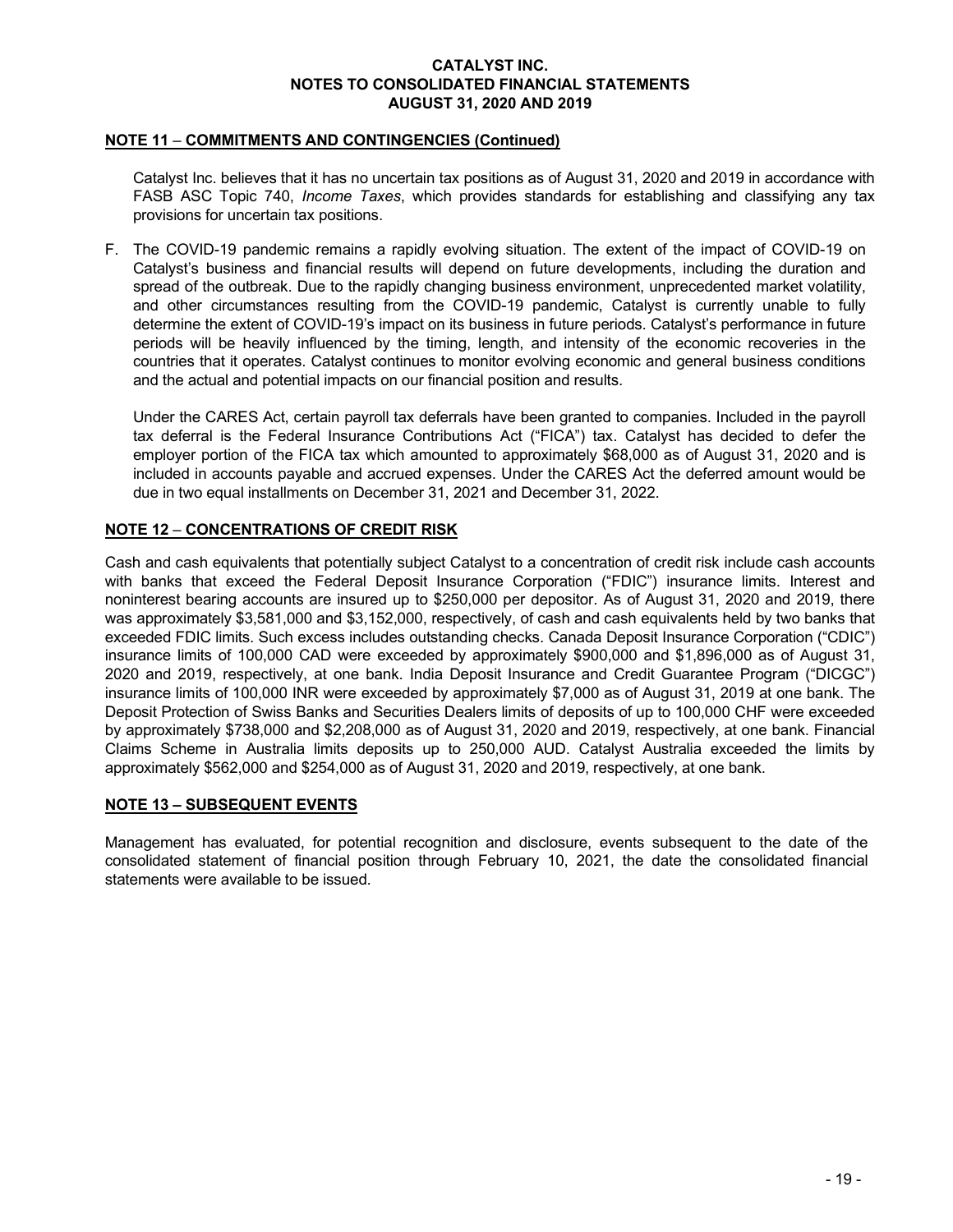**CATALYST INC.**
**NOTES TO CONSOLIDATED FINANCIAL STATEMENTS**
**AUGUST 31, 2020 AND 2019**

## NOTE 11 – COMMITMENTS AND CONTINGENCIES (Continued)

Catalyst Inc. believes that it has no uncertain tax positions as of August 31, 2020 and 2019 in accordance with FASB ASC Topic 740, *Income Taxes*, which provides standards for establishing and classifying any tax provisions for uncertain tax positions.

F. The COVID-19 pandemic remains a rapidly evolving situation. The extent of the impact of COVID-19 on Catalyst's business and financial results will depend on future developments, including the duration and spread of the outbreak. Due to the rapidly changing business environment, unprecedented market volatility, and other circumstances resulting from the COVID-19 pandemic, Catalyst is currently unable to fully determine the extent of COVID-19's impact on its business in future periods. Catalyst's performance in future periods will be heavily influenced by the timing, length, and intensity of the economic recoveries in the countries that it operates. Catalyst continues to monitor evolving economic and general business conditions and the actual and potential impacts on our financial position and results.

   Under the CARES Act, certain payroll tax deferrals have been granted to companies. Included in the payroll tax deferral is the Federal Insurance Contributions Act ("FICA") tax. Catalyst has decided to defer the employer portion of the FICA tax which amounted to approximately $68,000 as of August 31, 2020 and is included in accounts payable and accrued expenses. Under the CARES Act the deferred amount would be due in two equal installments on December 31, 2021 and December 31, 2022.

## NOTE 12 – CONCENTRATIONS OF CREDIT RISK

Cash and cash equivalents that potentially subject Catalyst to a concentration of credit risk include cash accounts with banks that exceed the Federal Deposit Insurance Corporation ("FDIC") insurance limits. Interest and noninterest bearing accounts are insured up to $250,000 per depositor. As of August 31, 2020 and 2019, there was approximately $3,581,000 and $3,152,000, respectively, of cash and cash equivalents held by two banks that exceeded FDIC limits. Such excess includes outstanding checks. Canada Deposit Insurance Corporation ("CDIC") insurance limits of 100,000 CAD were exceeded by approximately $900,000 and $1,896,000 as of August 31, 2020 and 2019, respectively, at one bank. India Deposit Insurance and Credit Guarantee Program ("DICGC") insurance limits of 100,000 INR were exceeded by approximately $7,000 as of August 31, 2019 at one bank. The Deposit Protection of Swiss Banks and Securities Dealers limits of deposits of up to 100,000 CHF were exceeded by approximately $738,000 and $2,208,000 as of August 31, 2020 and 2019, respectively, at one bank. Financial Claims Scheme in Australia limits deposits up to 250,000 AUD. Catalyst Australia exceeded the limits by approximately $562,000 and $254,000 as of August 31, 2020 and 2019, respectively, at one bank.

## NOTE 13 – SUBSEQUENT EVENTS

Management has evaluated, for potential recognition and disclosure, events subsequent to the date of the consolidated statement of financial position through February 10, 2021, the date the consolidated financial statements were available to be issued.